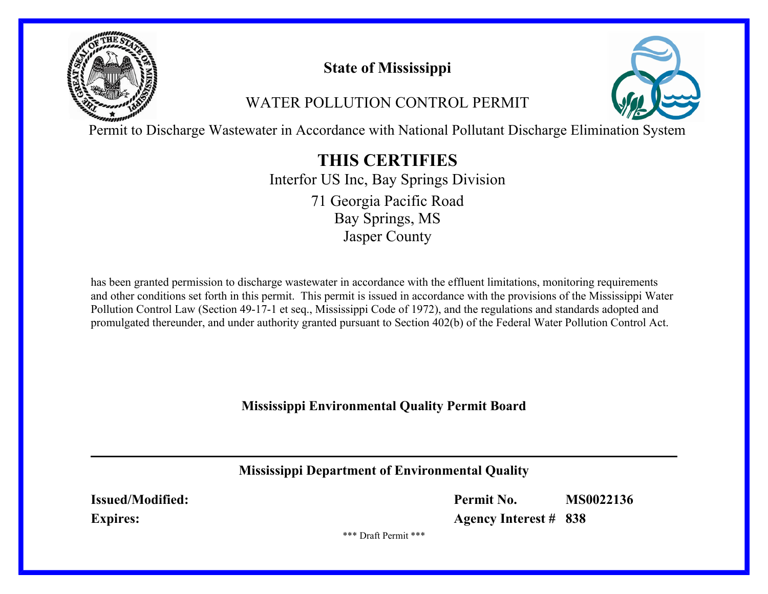# State of Mississippi

## WATER POLLUTION CONTROL PERMIT

Permit to Discharge Wastewater in Accordance with National Pollutant Discharge Elimination System

## THIS CERTIFIES

Interfor US Inc, Bay Springs Division

71 Georgia Pacific Road
Bay Springs, MS
Jasper County

has been granted permission to discharge wastewater in accordance with the effluent limitations, monitoring requirements and other conditions set forth in this permit. This permit is issued in accordance with the provisions of the Mississippi Water Pollution Control Law (Section 49-17-1 et seq., Mississippi Code of 1972), and the regulations and standards adopted and promulgated thereunder, and under authority granted pursuant to Section 402(b) of the Federal Water Pollution Control Act.

**Mississippi Environmental Quality Permit Board**

---

**Mississippi Department of Environmental Quality**

**Issued/Modified:** **Permit No.** **MS0022136**

**Expires:** **Agency Interest #** **838**

\*\*\* Draft Permit \*\*\*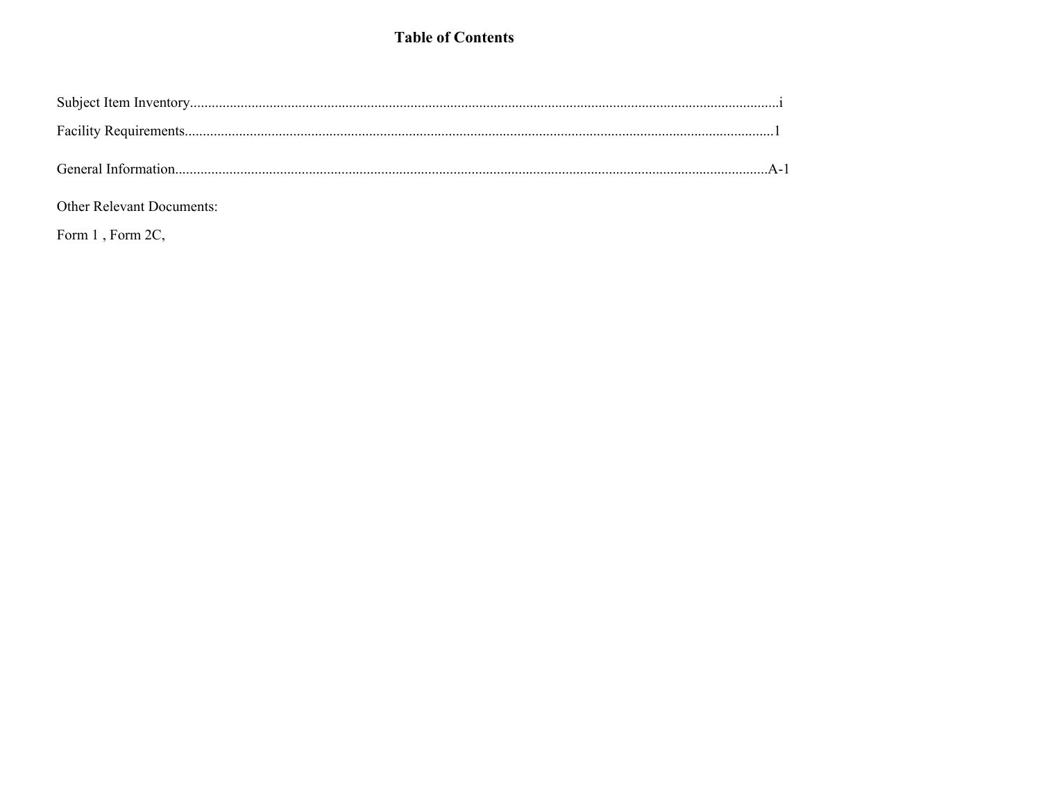# Table of Contents

Subject Item Inventory....................................................................................................................................................i

Facility Requirements....................................................................................................................................................1

General Information....................................................................................................................................................A-1

Other Relevant Documents:

Form 1 , Form 2C,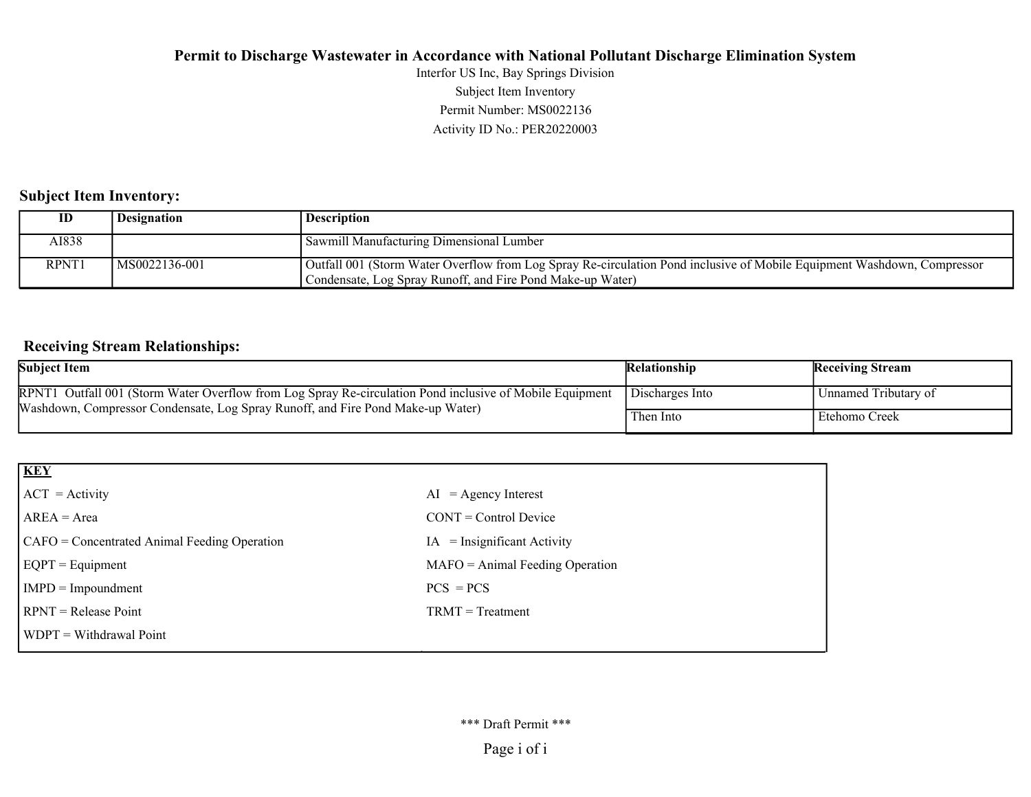# Permit to Discharge Wastewater in Accordance with National Pollutant Discharge Elimination System

Interfor US Inc, Bay Springs Division

Subject Item Inventory

Permit Number: MS0022136

Activity ID No.: PER20220003

## Subject Item Inventory:

| ID | Designation | Description |
|---|---|---|
| AI838 | | Sawmill Manufacturing Dimensional Lumber |
| RPNT1 | MS0022136-001 | Outfall 001 (Storm Water Overflow from Log Spray Re-circulation Pond inclusive of Mobile Equipment Washdown, Compressor Condensate, Log Spray Runoff, and Fire Pond Make-up Water) |

## Receiving Stream Relationships:

| Subject Item | Relationship | Receiving Stream |
|---|---|---|
| RPNT1 Outfall 001 (Storm Water Overflow from Log Spray Re-circulation Pond inclusive of Mobile Equipment Washdown, Compressor Condensate, Log Spray Runoff, and Fire Pond Make-up Water) | Discharges Into | Unnamed Tributary of |
| | Then Into | Etehomo Creek |

| KEY | |
|---|---|
| ACT = Activity | AI = Agency Interest |
| AREA = Area | CONT = Control Device |
| CAFO = Concentrated Animal Feeding Operation | IA = Insignificant Activity |
| EQPT = Equipment | MAFO = Animal Feeding Operation |
| IMPD = Impoundment | PCS = PCS |
| RPNT = Release Point | TRMT = Treatment |
| WDPT = Withdrawal Point | |

\*\*\* Draft Permit \*\*\*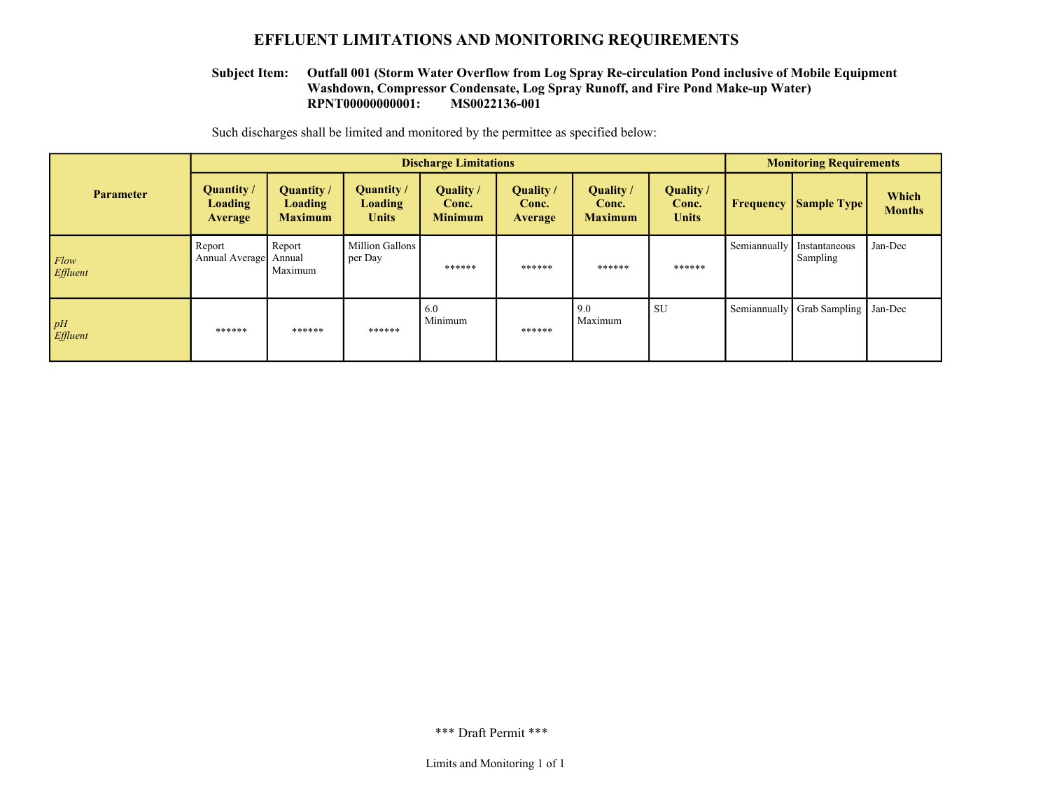# EFFLUENT LIMITATIONS AND MONITORING REQUIREMENTS

**Subject Item: Outfall 001 (Storm Water Overflow from Log Spray Re-circulation Pond inclusive of Mobile Equipment Washdown, Compressor Condensate, Log Spray Runoff, and Fire Pond Make-up Water)**
**RPNT00000000001: MS0022136-001**

Such discharges shall be limited and monitored by the permittee as specified below:

| Parameter | Discharge Limitations | | | | | | | Monitoring Requirements | | |
|---|---|---|---|---|---|---|---|---|---|---|
| | Quantity / Loading Average | Quantity / Loading Maximum | Quantity / Loading Units | Quality / Conc. Minimum | Quality / Conc. Average | Quality / Conc. Maximum | Quality / Conc. Units | Frequency | Sample Type | Which Months |
| *Flow Effluent* | Report Annual Average | Report Annual Maximum | Million Gallons per Day | ****** | ****** | ****** | ****** | Semiannually | Instantaneous Sampling | Jan-Dec |
| *pH Effluent* | ****** | ****** | ****** | 6.0 Minimum | ****** | 9.0 Maximum | SU | Semiannually | Grab Sampling | Jan-Dec |

*** Draft Permit ***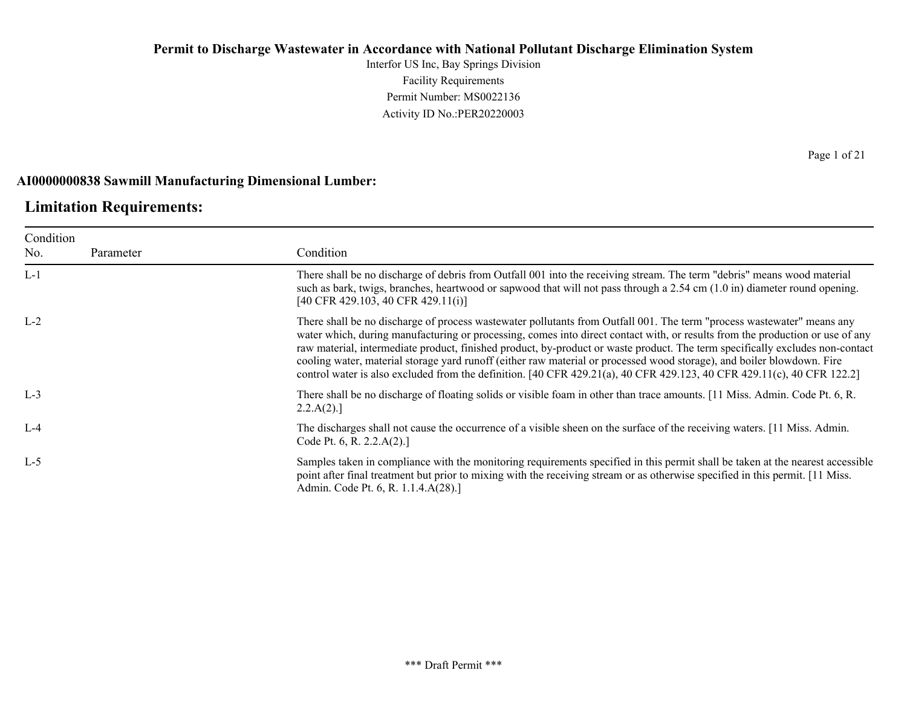# Permit to Discharge Wastewater in Accordance with National Pollutant Discharge Elimination System

Interfor US Inc, Bay Springs Division
Facility Requirements
Permit Number: MS0022136
Activity ID No.:PER20220003

**AI0000000838 Sawmill Manufacturing Dimensional Lumber:**

## Limitation Requirements:

| Condition No. | Parameter | Condition |
|---|---|---|
| L-1 | | There shall be no discharge of debris from Outfall 001 into the receiving stream. The term "debris" means wood material such as bark, twigs, branches, heartwood or sapwood that will not pass through a 2.54 cm (1.0 in) diameter round opening. [40 CFR 429.103, 40 CFR 429.11(i)] |
| L-2 | | There shall be no discharge of process wastewater pollutants from Outfall 001. The term "process wastewater" means any water which, during manufacturing or processing, comes into direct contact with, or results from the production or use of any raw material, intermediate product, finished product, by-product or waste product. The term specifically excludes non-contact cooling water, material storage yard runoff (either raw material or processed wood storage), and boiler blowdown. Fire control water is also excluded from the definition. [40 CFR 429.21(a), 40 CFR 429.123, 40 CFR 429.11(c), 40 CFR 122.2] |
| L-3 | | There shall be no discharge of floating solids or visible foam in other than trace amounts. [11 Miss. Admin. Code Pt. 6, R. 2.2.A(2).] |
| L-4 | | The discharges shall not cause the occurrence of a visible sheen on the surface of the receiving waters. [11 Miss. Admin. Code Pt. 6, R. 2.2.A(2).] |
| L-5 | | Samples taken in compliance with the monitoring requirements specified in this permit shall be taken at the nearest accessible point after final treatment but prior to mixing with the receiving stream or as otherwise specified in this permit. [11 Miss. Admin. Code Pt. 6, R. 1.1.4.A(28).] |

\*\*\* Draft Permit \*\*\*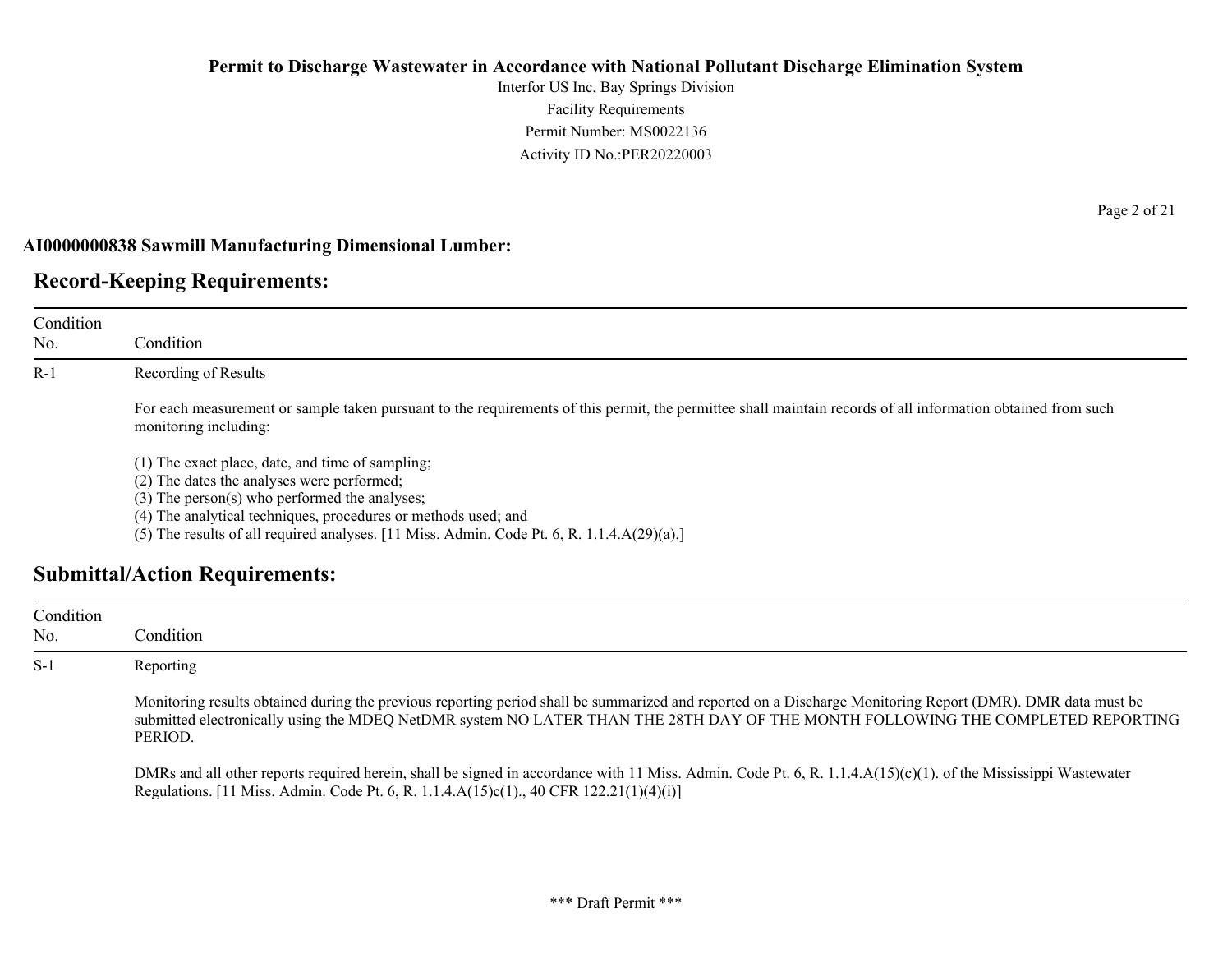**AI0000000838 Sawmill Manufacturing Dimensional Lumber:**

## Record-Keeping Requirements:

| Condition No. | Condition |
|---|---|
| R-1 | Recording of Results<br><br>For each measurement or sample taken pursuant to the requirements of this permit, the permittee shall maintain records of all information obtained from such monitoring including:<br><br>(1) The exact place, date, and time of sampling;<br>(2) The dates the analyses were performed;<br>(3) The person(s) who performed the analyses;<br>(4) The analytical techniques, procedures or methods used; and<br>(5) The results of all required analyses. [11 Miss. Admin. Code Pt. 6, R. 1.1.4.A(29)(a).] |

## Submittal/Action Requirements:

| Condition No. | Condition |
|---|---|
| S-1 | Reporting<br><br>Monitoring results obtained during the previous reporting period shall be summarized and reported on a Discharge Monitoring Report (DMR). DMR data must be submitted electronically using the MDEQ NetDMR system NO LATER THAN THE 28TH DAY OF THE MONTH FOLLOWING THE COMPLETED REPORTING PERIOD.<br><br>DMRs and all other reports required herein, shall be signed in accordance with 11 Miss. Admin. Code Pt. 6, R. 1.1.4.A(15)(c)(1). of the Mississippi Wastewater Regulations. [11 Miss. Admin. Code Pt. 6, R. 1.1.4.A(15)c(1)., 40 CFR 122.21(1)(4)(i)] |

*** Draft Permit ***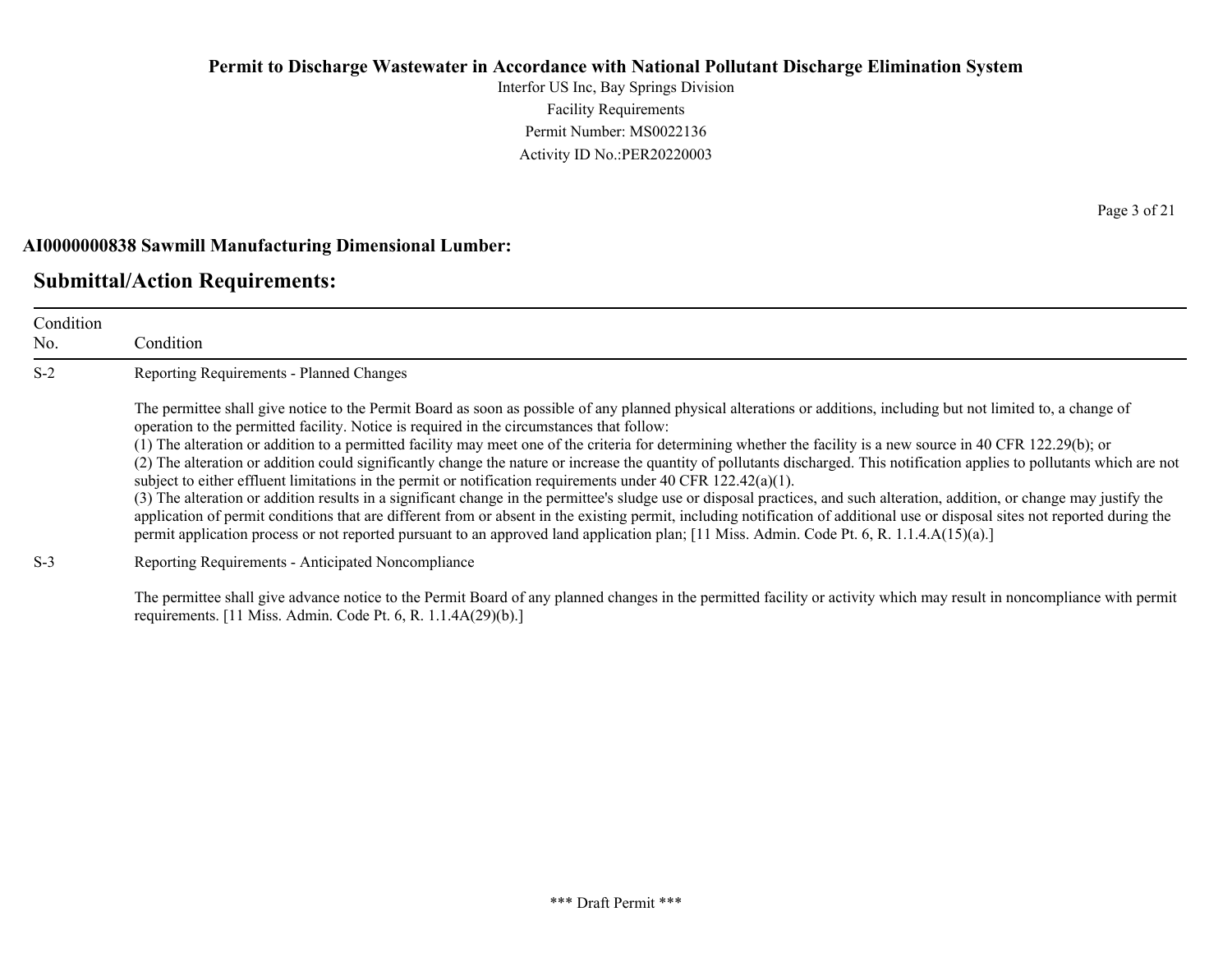**AI0000000838 Sawmill Manufacturing Dimensional Lumber:**

## Submittal/Action Requirements:

| Condition No. | Condition |
|---|---|
| S-2 | Reporting Requirements - Planned Changes<br><br>The permittee shall give notice to the Permit Board as soon as possible of any planned physical alterations or additions, including but not limited to, a change of operation to the permitted facility. Notice is required in the circumstances that follow:<br>(1) The alteration or addition to a permitted facility may meet one of the criteria for determining whether the facility is a new source in 40 CFR 122.29(b); or<br>(2) The alteration or addition could significantly change the nature or increase the quantity of pollutants discharged. This notification applies to pollutants which are not subject to either effluent limitations in the permit or notification requirements under 40 CFR 122.42(a)(1).<br>(3) The alteration or addition results in a significant change in the permittee's sludge use or disposal practices, and such alteration, addition, or change may justify the application of permit conditions that are different from or absent in the existing permit, including notification of additional use or disposal sites not reported during the permit application process or not reported pursuant to an approved land application plan; [11 Miss. Admin. Code Pt. 6, R. 1.1.4.A(15)(a).] |
| S-3 | Reporting Requirements - Anticipated Noncompliance<br><br>The permittee shall give advance notice to the Permit Board of any planned changes in the permitted facility or activity which may result in noncompliance with permit requirements. [11 Miss. Admin. Code Pt. 6, R. 1.1.4A(29)(b).] |

*** Draft Permit ***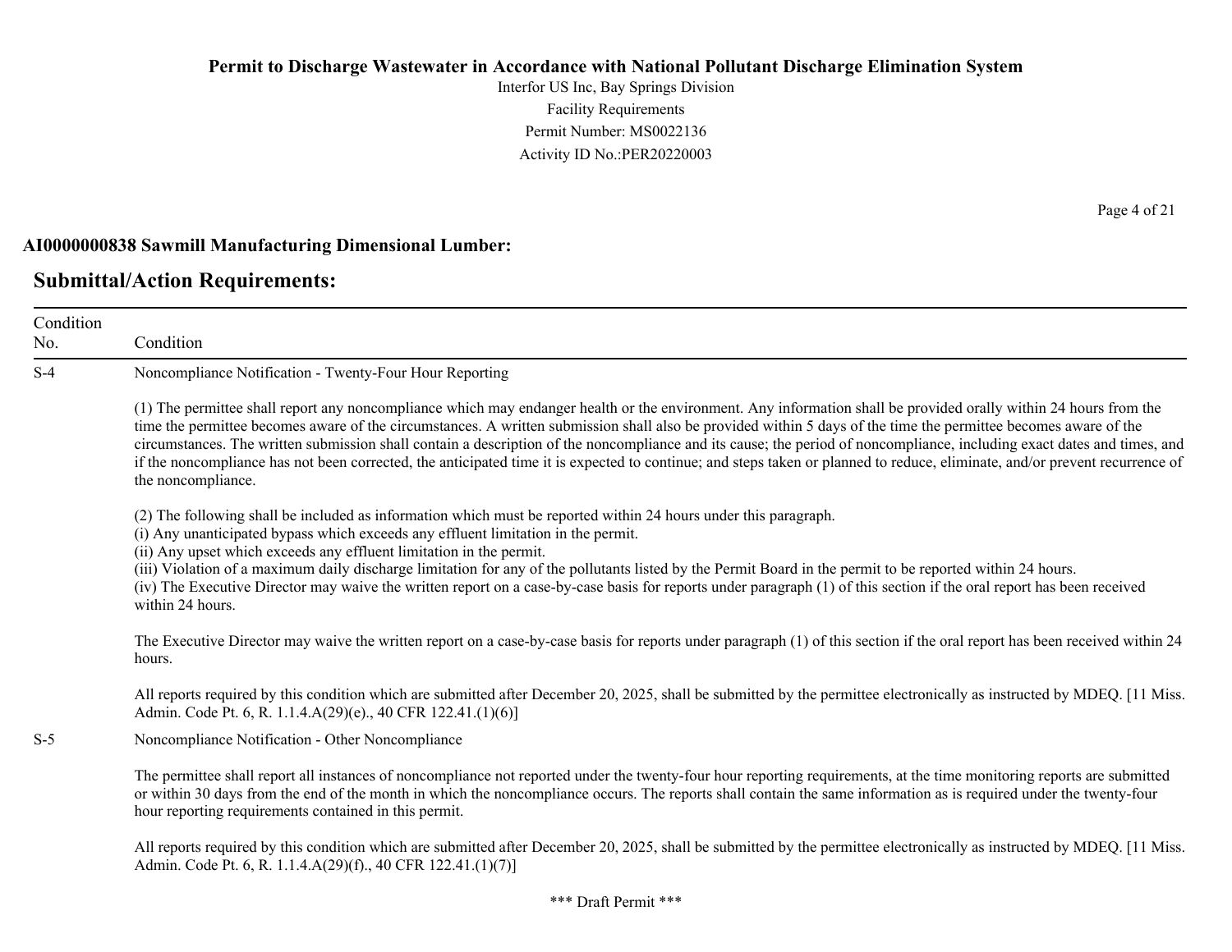**AI0000000838 Sawmill Manufacturing Dimensional Lumber:**

## Submittal/Action Requirements:

| Condition No. | Condition |
|---|---|
| S-4 | Noncompliance Notification - Twenty-Four Hour Reporting<br><br>(1) The permittee shall report any noncompliance which may endanger health or the environment. Any information shall be provided orally within 24 hours from the time the permittee becomes aware of the circumstances. A written submission shall also be provided within 5 days of the time the permittee becomes aware of the circumstances. The written submission shall contain a description of the noncompliance and its cause; the period of noncompliance, including exact dates and times, and if the noncompliance has not been corrected, the anticipated time it is expected to continue; and steps taken or planned to reduce, eliminate, and/or prevent recurrence of the noncompliance.<br><br>(2) The following shall be included as information which must be reported within 24 hours under this paragraph.<br>(i) Any unanticipated bypass which exceeds any effluent limitation in the permit.<br>(ii) Any upset which exceeds any effluent limitation in the permit.<br>(iii) Violation of a maximum daily discharge limitation for any of the pollutants listed by the Permit Board in the permit to be reported within 24 hours.<br>(iv) The Executive Director may waive the written report on a case-by-case basis for reports under paragraph (1) of this section if the oral report has been received within 24 hours.<br><br>The Executive Director may waive the written report on a case-by-case basis for reports under paragraph (1) of this section if the oral report has been received within 24 hours.<br><br>All reports required by this condition which are submitted after December 20, 2025, shall be submitted by the permittee electronically as instructed by MDEQ. [11 Miss. Admin. Code Pt. 6, R. 1.1.4.A(29)(e)., 40 CFR 122.41.(1)(6)] |
| S-5 | Noncompliance Notification - Other Noncompliance<br><br>The permittee shall report all instances of noncompliance not reported under the twenty-four hour reporting requirements, at the time monitoring reports are submitted or within 30 days from the end of the month in which the noncompliance occurs. The reports shall contain the same information as is required under the twenty-four hour reporting requirements contained in this permit.<br><br>All reports required by this condition which are submitted after December 20, 2025, shall be submitted by the permittee electronically as instructed by MDEQ. [11 Miss. Admin. Code Pt. 6, R. 1.1.4.A(29)(f)., 40 CFR 122.41.(1)(7)] |

\*\*\* Draft Permit \*\*\*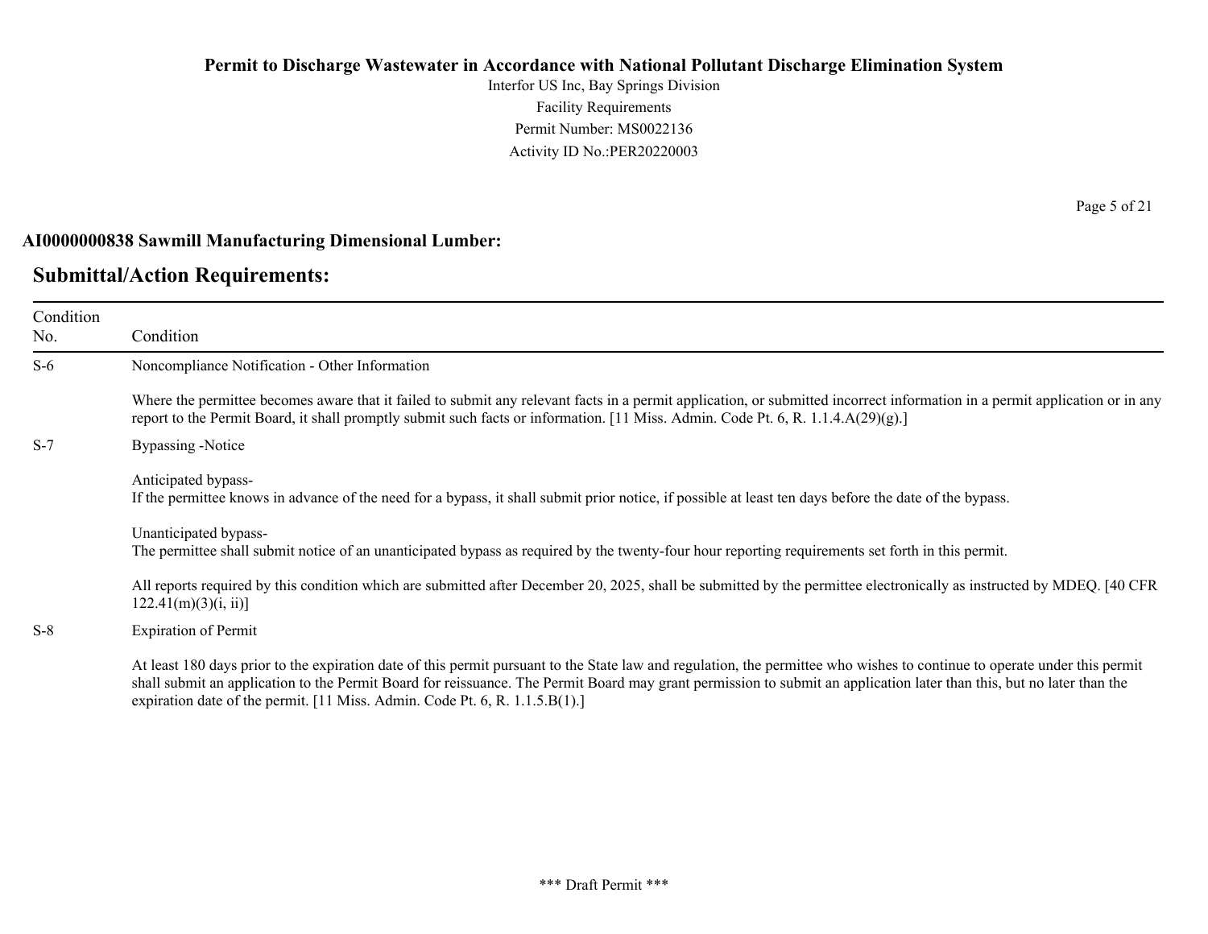**AI0000000838 Sawmill Manufacturing Dimensional Lumber:**

## Submittal/Action Requirements:

| Condition No. | Condition |
|---|---|
| S-6 | Noncompliance Notification - Other Information<br><br>Where the permittee becomes aware that it failed to submit any relevant facts in a permit application, or submitted incorrect information in a permit application or in any report to the Permit Board, it shall promptly submit such facts or information. [11 Miss. Admin. Code Pt. 6, R. 1.1.4.A(29)(g).] |
| S-7 | Bypassing -Notice<br><br>Anticipated bypass-<br>If the permittee knows in advance of the need for a bypass, it shall submit prior notice, if possible at least ten days before the date of the bypass.<br><br>Unanticipated bypass-<br>The permittee shall submit notice of an unanticipated bypass as required by the twenty-four hour reporting requirements set forth in this permit.<br><br>All reports required by this condition which are submitted after December 20, 2025, shall be submitted by the permittee electronically as instructed by MDEQ. [40 CFR 122.41(m)(3)(i, ii)] |
| S-8 | Expiration of Permit<br><br>At least 180 days prior to the expiration date of this permit pursuant to the State law and regulation, the permittee who wishes to continue to operate under this permit shall submit an application to the Permit Board for reissuance. The Permit Board may grant permission to submit an application later than this, but no later than the expiration date of the permit. [11 Miss. Admin. Code Pt. 6, R. 1.1.5.B(1).] |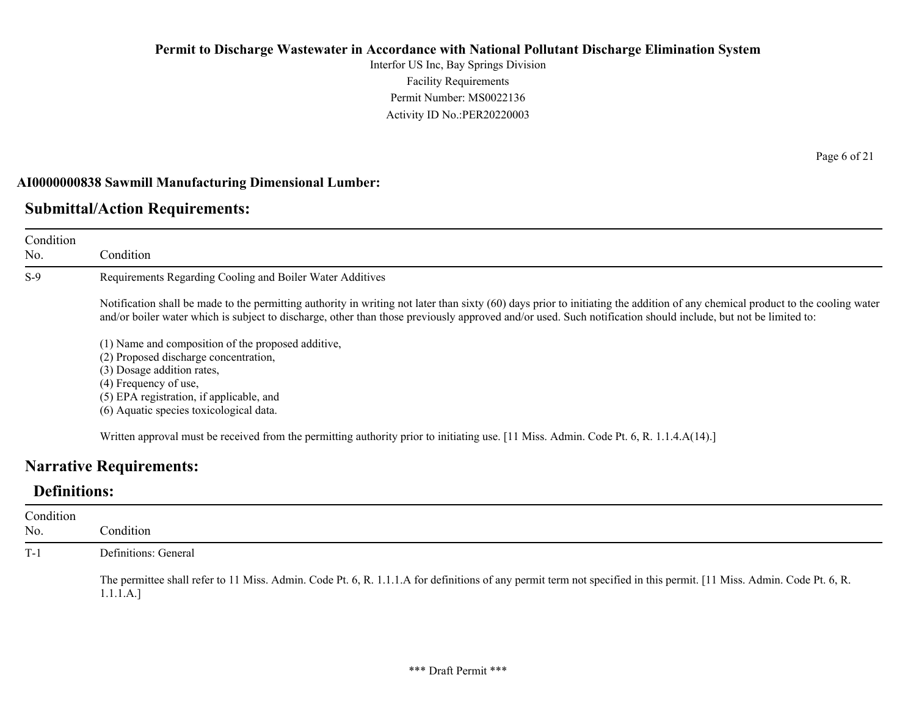### AI0000000838 Sawmill Manufacturing Dimensional Lumber:

## Submittal/Action Requirements:

| Condition No. | Condition |
|---|---|
| S-9 | Requirements Regarding Cooling and Boiler Water Additives<br><br>Notification shall be made to the permitting authority in writing not later than sixty (60) days prior to initiating the addition of any chemical product to the cooling water and/or boiler water which is subject to discharge, other than those previously approved and/or used. Such notification should include, but not be limited to:<br><br>(1) Name and composition of the proposed additive,<br>(2) Proposed discharge concentration,<br>(3) Dosage addition rates,<br>(4) Frequency of use,<br>(5) EPA registration, if applicable, and<br>(6) Aquatic species toxicological data.<br><br>Written approval must be received from the permitting authority prior to initiating use. [11 Miss. Admin. Code Pt. 6, R. 1.1.4.A(14).] |

## Narrative Requirements:

### Definitions:

| Condition No. | Condition |
|---|---|
| T-1 | Definitions: General<br><br>The permittee shall refer to 11 Miss. Admin. Code Pt. 6, R. 1.1.1.A for definitions of any permit term not specified in this permit. [11 Miss. Admin. Code Pt. 6, R. 1.1.1.A.] |

*** Draft Permit ***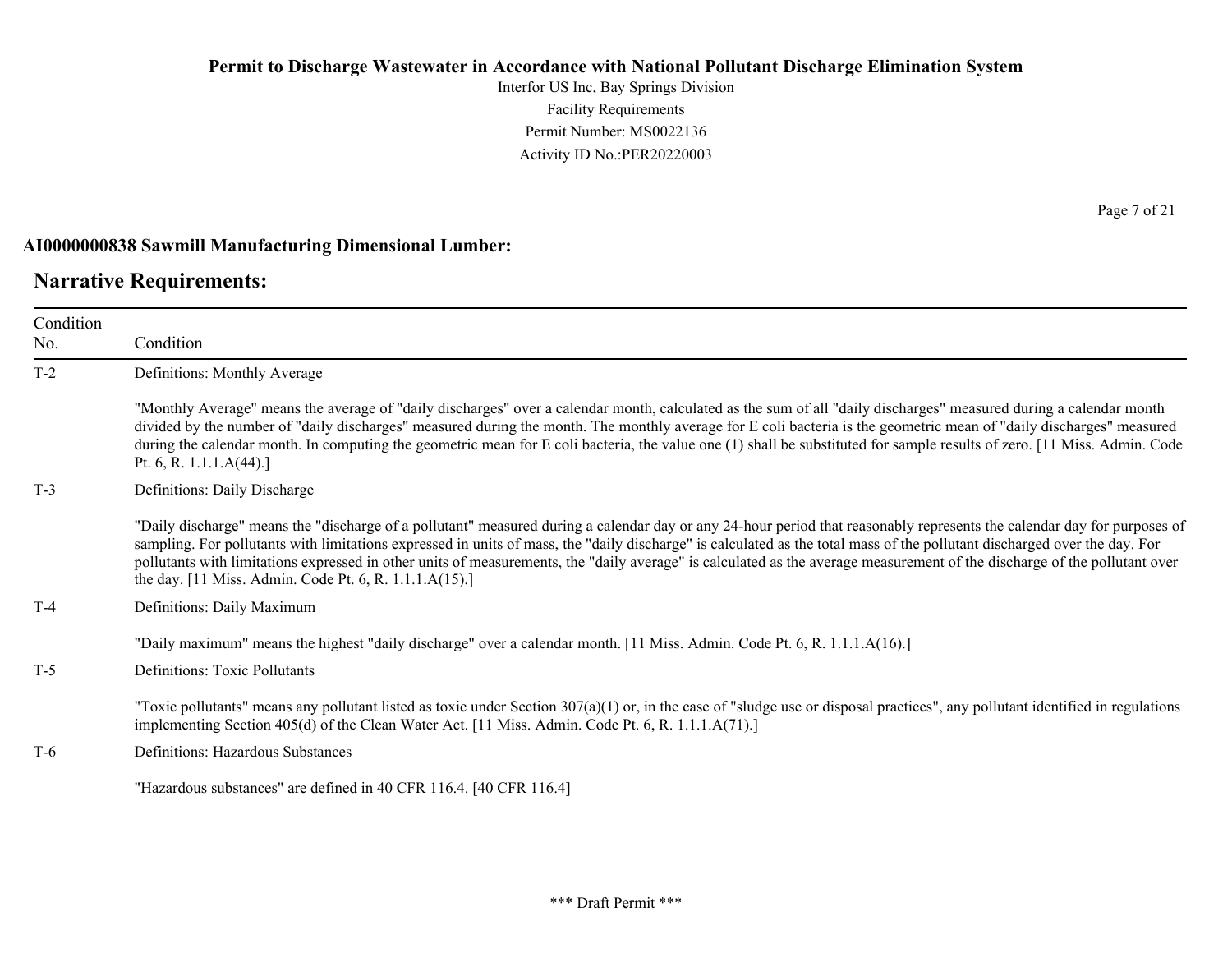**AI0000000838 Sawmill Manufacturing Dimensional Lumber:**

## Narrative Requirements:

| Condition No. | Condition |
| --- | --- |
| T-2 | Definitions: Monthly Average<br><br>"Monthly Average" means the average of "daily discharges" over a calendar month, calculated as the sum of all "daily discharges" measured during a calendar month divided by the number of "daily discharges" measured during the month. The monthly average for E coli bacteria is the geometric mean of "daily discharges" measured during the calendar month. In computing the geometric mean for E coli bacteria, the value one (1) shall be substituted for sample results of zero. [11 Miss. Admin. Code Pt. 6, R. 1.1.1.A(44).] |
| T-3 | Definitions: Daily Discharge<br><br>"Daily discharge" means the "discharge of a pollutant" measured during a calendar day or any 24-hour period that reasonably represents the calendar day for purposes of sampling. For pollutants with limitations expressed in units of mass, the "daily discharge" is calculated as the total mass of the pollutant discharged over the day. For pollutants with limitations expressed in other units of measurements, the "daily average" is calculated as the average measurement of the discharge of the pollutant over the day. [11 Miss. Admin. Code Pt. 6, R. 1.1.1.A(15).] |
| T-4 | Definitions: Daily Maximum<br><br>"Daily maximum" means the highest "daily discharge" over a calendar month. [11 Miss. Admin. Code Pt. 6, R. 1.1.1.A(16).] |
| T-5 | Definitions: Toxic Pollutants<br><br>"Toxic pollutants" means any pollutant listed as toxic under Section 307(a)(1) or, in the case of "sludge use or disposal practices", any pollutant identified in regulations implementing Section 405(d) of the Clean Water Act. [11 Miss. Admin. Code Pt. 6, R. 1.1.1.A(71).] |
| T-6 | Definitions: Hazardous Substances<br><br>"Hazardous substances" are defined in 40 CFR 116.4. [40 CFR 116.4] |

\*\*\* Draft Permit \*\*\*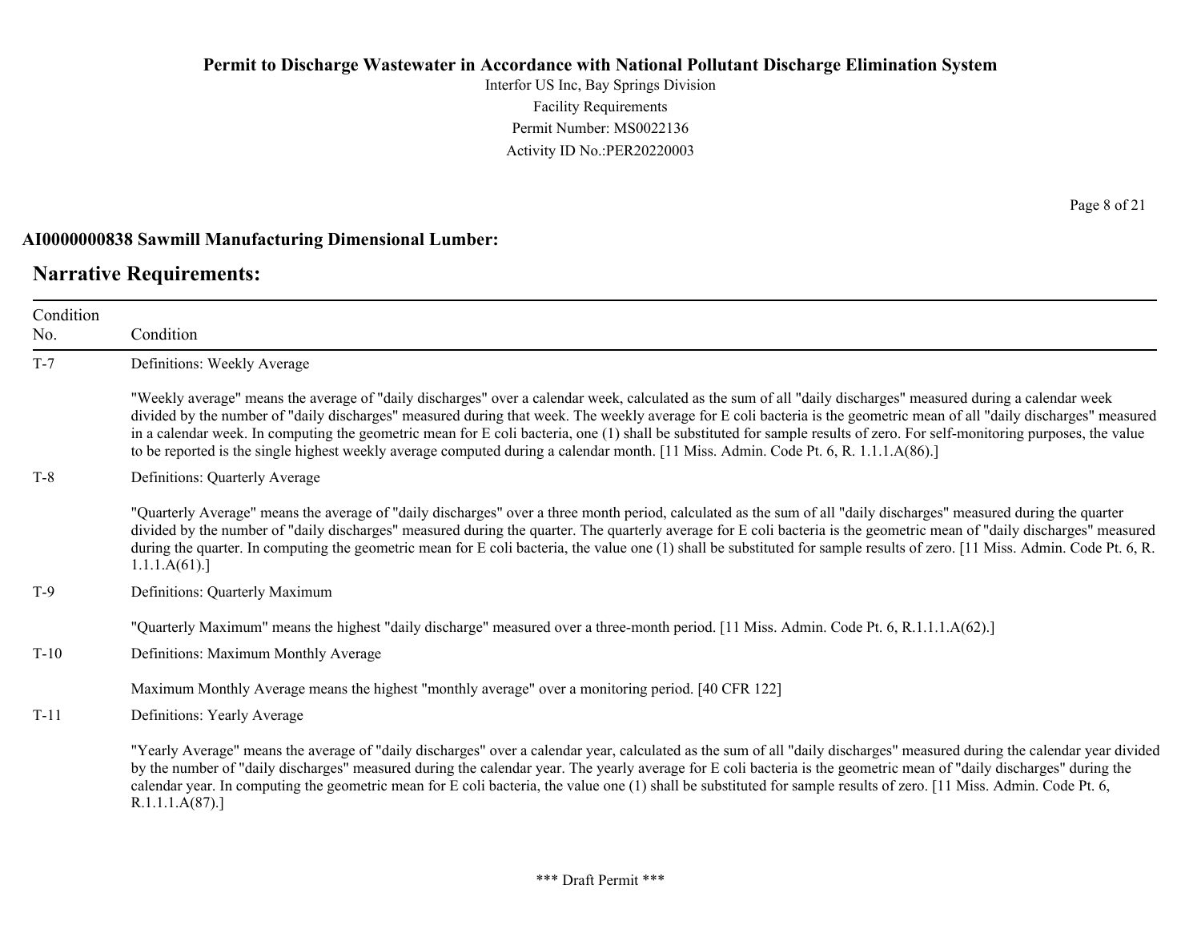**AI0000000838 Sawmill Manufacturing Dimensional Lumber:**

## Narrative Requirements:

| Condition No. | Condition |
|---|---|
| T-7 | Definitions: Weekly Average<br><br>"Weekly average" means the average of "daily discharges" over a calendar week, calculated as the sum of all "daily discharges" measured during a calendar week divided by the number of "daily discharges" measured during that week. The weekly average for E coli bacteria is the geometric mean of all "daily discharges" measured in a calendar week. In computing the geometric mean for E coli bacteria, one (1) shall be substituted for sample results of zero. For self-monitoring purposes, the value to be reported is the single highest weekly average computed during a calendar month. [11 Miss. Admin. Code Pt. 6, R. 1.1.1.A(86).] |
| T-8 | Definitions: Quarterly Average<br><br>"Quarterly Average" means the average of "daily discharges" over a three month period, calculated as the sum of all "daily discharges" measured during the quarter divided by the number of "daily discharges" measured during the quarter. The quarterly average for E coli bacteria is the geometric mean of "daily discharges" measured during the quarter. In computing the geometric mean for E coli bacteria, the value one (1) shall be substituted for sample results of zero. [11 Miss. Admin. Code Pt. 6, R. 1.1.1.A(61).] |
| T-9 | Definitions: Quarterly Maximum<br><br>"Quarterly Maximum" means the highest "daily discharge" measured over a three-month period. [11 Miss. Admin. Code Pt. 6, R.1.1.1.A(62).] |
| T-10 | Definitions: Maximum Monthly Average<br><br>Maximum Monthly Average means the highest "monthly average" over a monitoring period. [40 CFR 122] |
| T-11 | Definitions: Yearly Average<br><br>"Yearly Average" means the average of "daily discharges" over a calendar year, calculated as the sum of all "daily discharges" measured during the calendar year divided by the number of "daily discharges" measured during the calendar year. The yearly average for E coli bacteria is the geometric mean of "daily discharges" during the calendar year. In computing the geometric mean for E coli bacteria, the value one (1) shall be substituted for sample results of zero. [11 Miss. Admin. Code Pt. 6, R.1.1.1.A(87).] |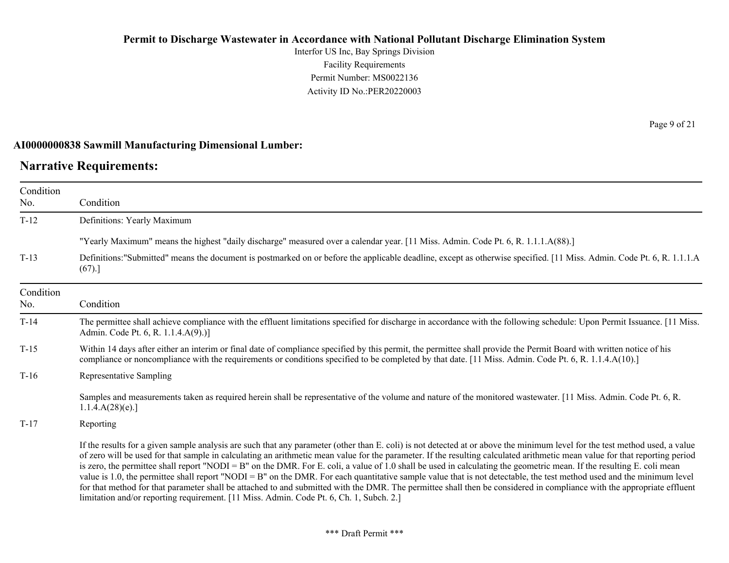**AI0000000838 Sawmill Manufacturing Dimensional Lumber:**

## Narrative Requirements:

| Condition No. | Condition |
|---|---|
| T-12 | Definitions: Yearly Maximum<br><br>"Yearly Maximum" means the highest "daily discharge" measured over a calendar year. [11 Miss. Admin. Code Pt. 6, R. 1.1.1.A(88).] |
| T-13 | Definitions:"Submitted" means the document is postmarked on or before the applicable deadline, except as otherwise specified. [11 Miss. Admin. Code Pt. 6, R. 1.1.1.A (67).] |

| Condition No. | Condition |
|---|---|
| T-14 | The permittee shall achieve compliance with the effluent limitations specified for discharge in accordance with the following schedule: Upon Permit Issuance. [11 Miss. Admin. Code Pt. 6, R. 1.1.4.A(9).)] |
| T-15 | Within 14 days after either an interim or final date of compliance specified by this permit, the permittee shall provide the Permit Board with written notice of his compliance or noncompliance with the requirements or conditions specified to be completed by that date. [11 Miss. Admin. Code Pt. 6, R. 1.1.4.A(10).] |
| T-16 | Representative Sampling<br><br>Samples and measurements taken as required herein shall be representative of the volume and nature of the monitored wastewater. [11 Miss. Admin. Code Pt. 6, R. 1.1.4.A(28)(e).] |
| T-17 | Reporting<br><br>If the results for a given sample analysis are such that any parameter (other than E. coli) is not detected at or above the minimum level for the test method used, a value of zero will be used for that sample in calculating an arithmetic mean value for the parameter. If the resulting calculated arithmetic mean value for that reporting period is zero, the permittee shall report "NODI = B" on the DMR. For E. coli, a value of 1.0 shall be used in calculating the geometric mean. If the resulting E. coli mean value is 1.0, the permittee shall report "NODI = B" on the DMR. For each quantitative sample value that is not detectable, the test method used and the minimum level for that method for that parameter shall be attached to and submitted with the DMR. The permittee shall then be considered in compliance with the appropriate effluent limitation and/or reporting requirement. [11 Miss. Admin. Code Pt. 6, Ch. 1, Subch. 2.] |

\*\*\* Draft Permit \*\*\*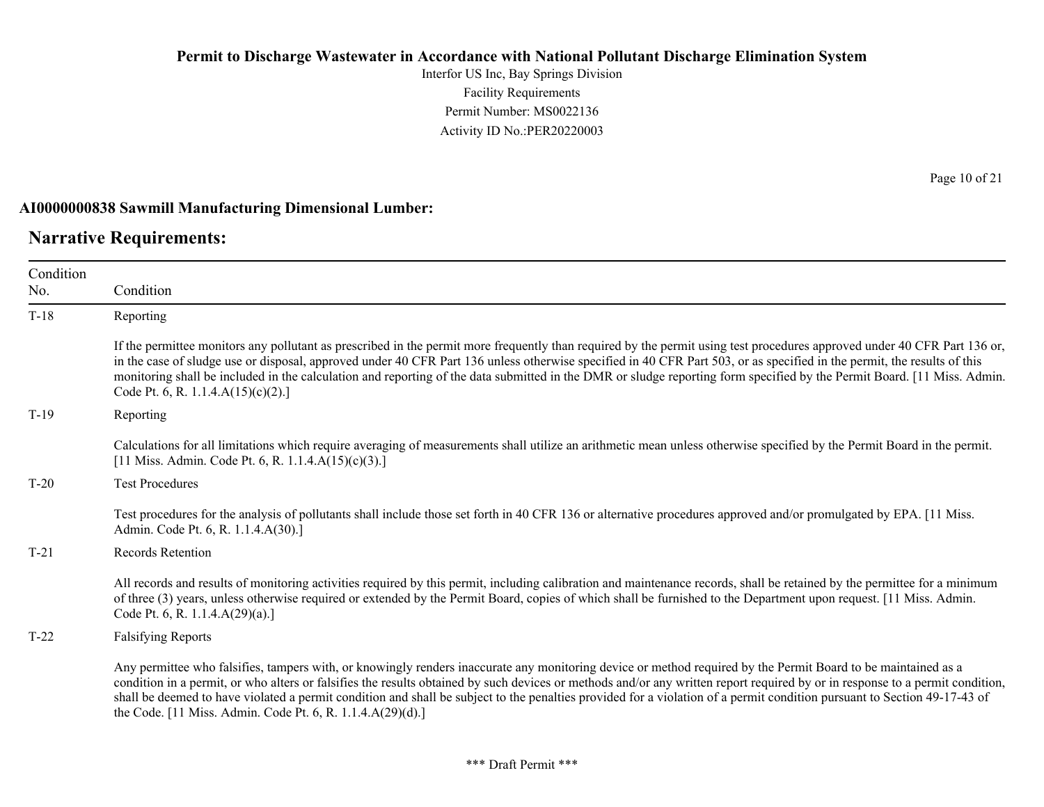**AI0000000838 Sawmill Manufacturing Dimensional Lumber:**

## Narrative Requirements:

| Condition No. | Condition |
|---|---|
| T-18 | Reporting<br><br>If the permittee monitors any pollutant as prescribed in the permit more frequently than required by the permit using test procedures approved under 40 CFR Part 136 or, in the case of sludge use or disposal, approved under 40 CFR Part 136 unless otherwise specified in 40 CFR Part 503, or as specified in the permit, the results of this monitoring shall be included in the calculation and reporting of the data submitted in the DMR or sludge reporting form specified by the Permit Board. [11 Miss. Admin. Code Pt. 6, R. 1.1.4.A(15)(c)(2).] |
| T-19 | Reporting<br><br>Calculations for all limitations which require averaging of measurements shall utilize an arithmetic mean unless otherwise specified by the Permit Board in the permit. [11 Miss. Admin. Code Pt. 6, R. 1.1.4.A(15)(c)(3).] |
| T-20 | Test Procedures<br><br>Test procedures for the analysis of pollutants shall include those set forth in 40 CFR 136 or alternative procedures approved and/or promulgated by EPA. [11 Miss. Admin. Code Pt. 6, R. 1.1.4.A(30).] |
| T-21 | Records Retention<br><br>All records and results of monitoring activities required by this permit, including calibration and maintenance records, shall be retained by the permittee for a minimum of three (3) years, unless otherwise required or extended by the Permit Board, copies of which shall be furnished to the Department upon request. [11 Miss. Admin. Code Pt. 6, R. 1.1.4.A(29)(a).] |
| T-22 | Falsifying Reports<br><br>Any permittee who falsifies, tampers with, or knowingly renders inaccurate any monitoring device or method required by the Permit Board to be maintained as a condition in a permit, or who alters or falsifies the results obtained by such devices or methods and/or any written report required by or in response to a permit condition, shall be deemed to have violated a permit condition and shall be subject to the penalties provided for a violation of a permit condition pursuant to Section 49-17-43 of the Code. [11 Miss. Admin. Code Pt. 6, R. 1.1.4.A(29)(d).] |

*** Draft Permit ***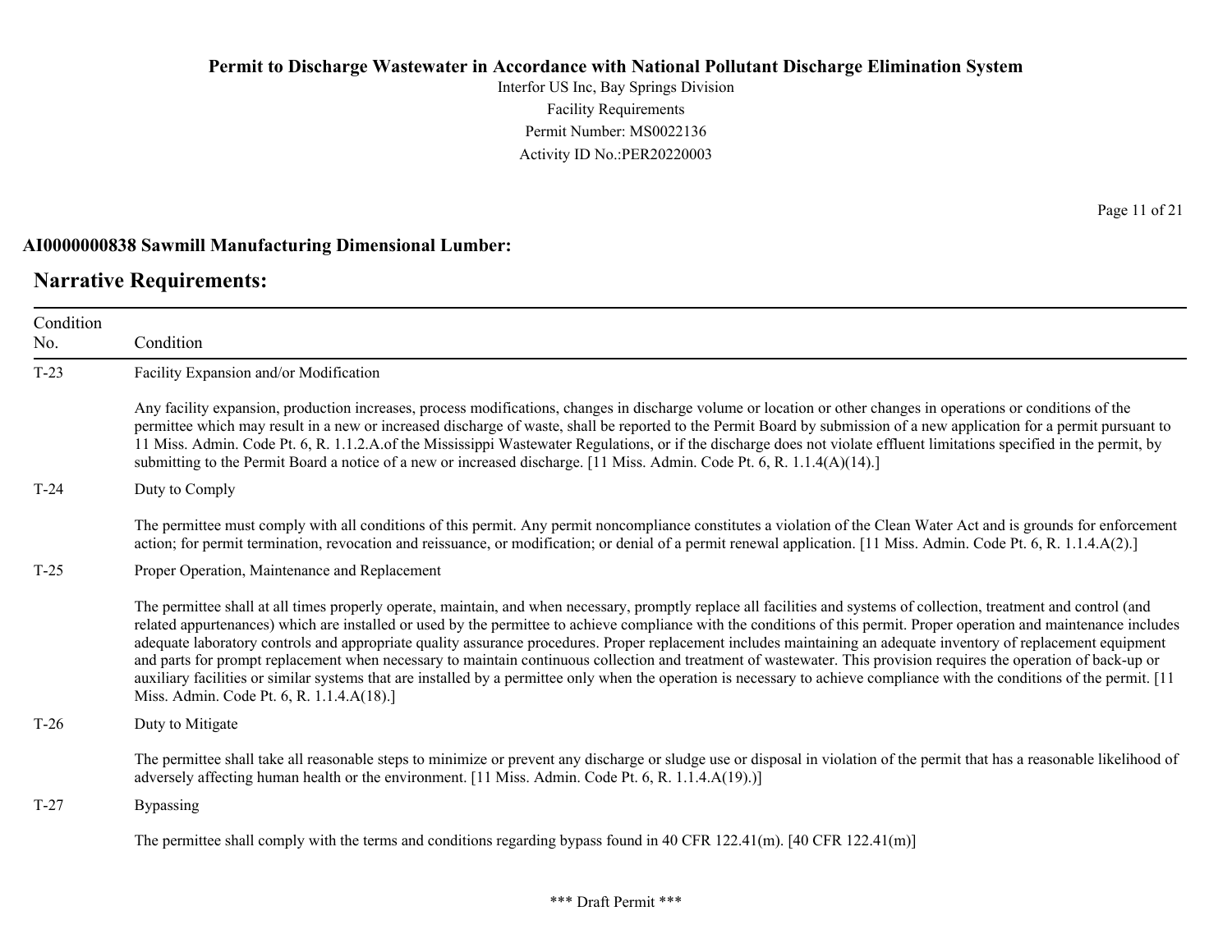**AI0000000838 Sawmill Manufacturing Dimensional Lumber:**

## Narrative Requirements:

| Condition No. | Condition |
|---|---|
| T-23 | Facility Expansion and/or Modification<br><br>Any facility expansion, production increases, process modifications, changes in discharge volume or location or other changes in operations or conditions of the permittee which may result in a new or increased discharge of waste, shall be reported to the Permit Board by submission of a new application for a permit pursuant to 11 Miss. Admin. Code Pt. 6, R. 1.1.2.A.of the Mississippi Wastewater Regulations, or if the discharge does not violate effluent limitations specified in the permit, by submitting to the Permit Board a notice of a new or increased discharge. [11 Miss. Admin. Code Pt. 6, R. 1.1.4(A)(14).] |
| T-24 | Duty to Comply<br><br>The permittee must comply with all conditions of this permit. Any permit noncompliance constitutes a violation of the Clean Water Act and is grounds for enforcement action; for permit termination, revocation and reissuance, or modification; or denial of a permit renewal application. [11 Miss. Admin. Code Pt. 6, R. 1.1.4.A(2).] |
| T-25 | Proper Operation, Maintenance and Replacement<br><br>The permittee shall at all times properly operate, maintain, and when necessary, promptly replace all facilities and systems of collection, treatment and control (and related appurtenances) which are installed or used by the permittee to achieve compliance with the conditions of this permit. Proper operation and maintenance includes adequate laboratory controls and appropriate quality assurance procedures. Proper replacement includes maintaining an adequate inventory of replacement equipment and parts for prompt replacement when necessary to maintain continuous collection and treatment of wastewater. This provision requires the operation of back-up or auxiliary facilities or similar systems that are installed by a permittee only when the operation is necessary to achieve compliance with the conditions of the permit. [11 Miss. Admin. Code Pt. 6, R. 1.1.4.A(18).] |
| T-26 | Duty to Mitigate<br><br>The permittee shall take all reasonable steps to minimize or prevent any discharge or sludge use or disposal in violation of the permit that has a reasonable likelihood of adversely affecting human health or the environment. [11 Miss. Admin. Code Pt. 6, R. 1.1.4.A(19).)] |
| T-27 | Bypassing<br><br>The permittee shall comply with the terms and conditions regarding bypass found in 40 CFR 122.41(m). [40 CFR 122.41(m)] |

*** Draft Permit ***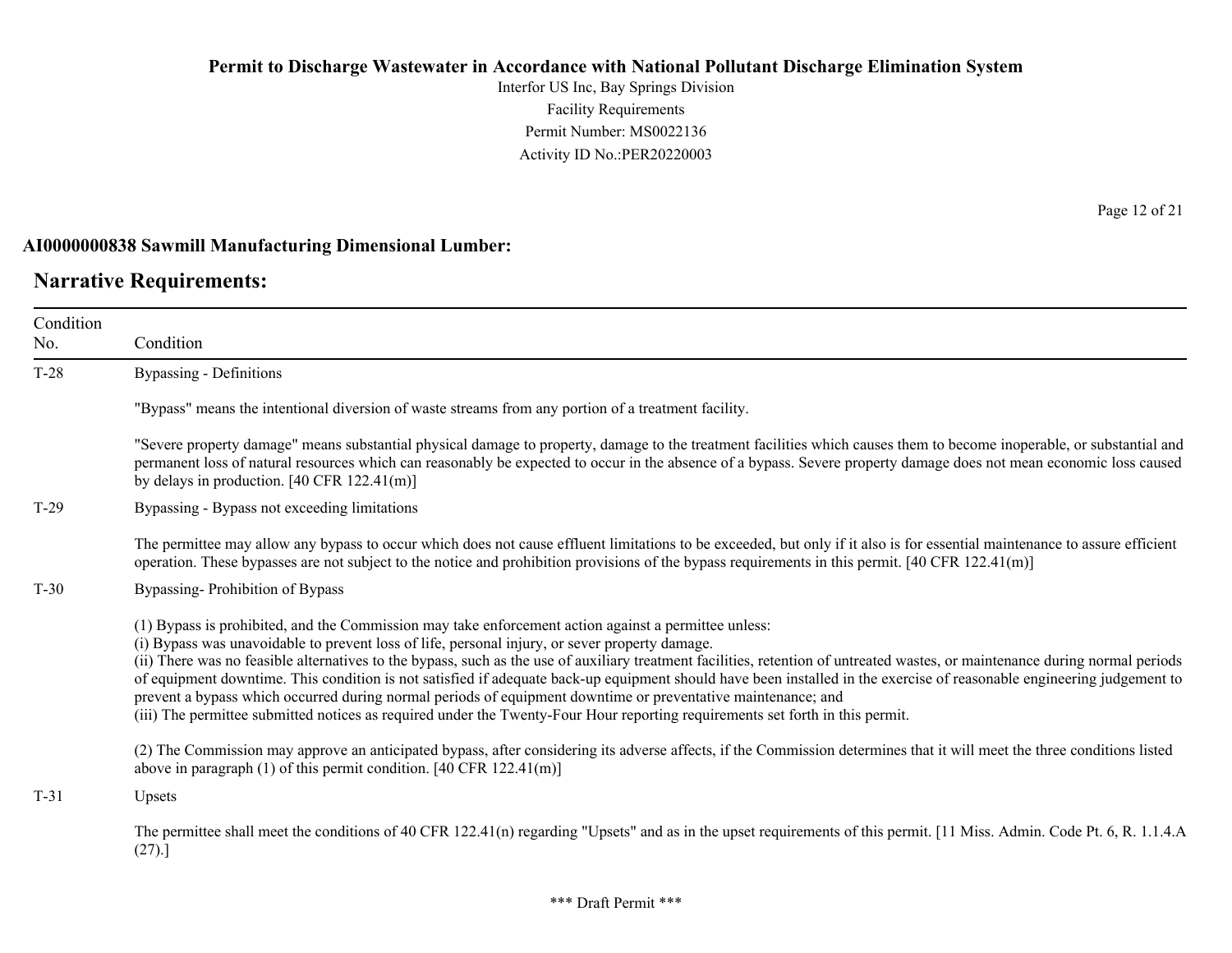**AI0000000838 Sawmill Manufacturing Dimensional Lumber:**

## Narrative Requirements:

| Condition No. | Condition |
|---|---|
| T-28 | Bypassing - Definitions<br><br>"Bypass" means the intentional diversion of waste streams from any portion of a treatment facility.<br><br>"Severe property damage" means substantial physical damage to property, damage to the treatment facilities which causes them to become inoperable, or substantial and permanent loss of natural resources which can reasonably be expected to occur in the absence of a bypass. Severe property damage does not mean economic loss caused by delays in production. [40 CFR 122.41(m)] |
| T-29 | Bypassing - Bypass not exceeding limitations<br><br>The permittee may allow any bypass to occur which does not cause effluent limitations to be exceeded, but only if it also is for essential maintenance to assure efficient operation. These bypasses are not subject to the notice and prohibition provisions of the bypass requirements in this permit. [40 CFR 122.41(m)] |
| T-30 | Bypassing- Prohibition of Bypass<br><br>(1) Bypass is prohibited, and the Commission may take enforcement action against a permittee unless:<br>(i) Bypass was unavoidable to prevent loss of life, personal injury, or sever property damage.<br>(ii) There was no feasible alternatives to the bypass, such as the use of auxiliary treatment facilities, retention of untreated wastes, or maintenance during normal periods of equipment downtime. This condition is not satisfied if adequate back-up equipment should have been installed in the exercise of reasonable engineering judgement to prevent a bypass which occurred during normal periods of equipment downtime or preventative maintenance; and<br>(iii) The permittee submitted notices as required under the Twenty-Four Hour reporting requirements set forth in this permit.<br><br>(2) The Commission may approve an anticipated bypass, after considering its adverse affects, if the Commission determines that it will meet the three conditions listed above in paragraph (1) of this permit condition. [40 CFR 122.41(m)] |
| T-31 | Upsets<br><br>The permittee shall meet the conditions of 40 CFR 122.41(n) regarding "Upsets" and as in the upset requirements of this permit. [11 Miss. Admin. Code Pt. 6, R. 1.1.4.A (27).] |

*** Draft Permit ***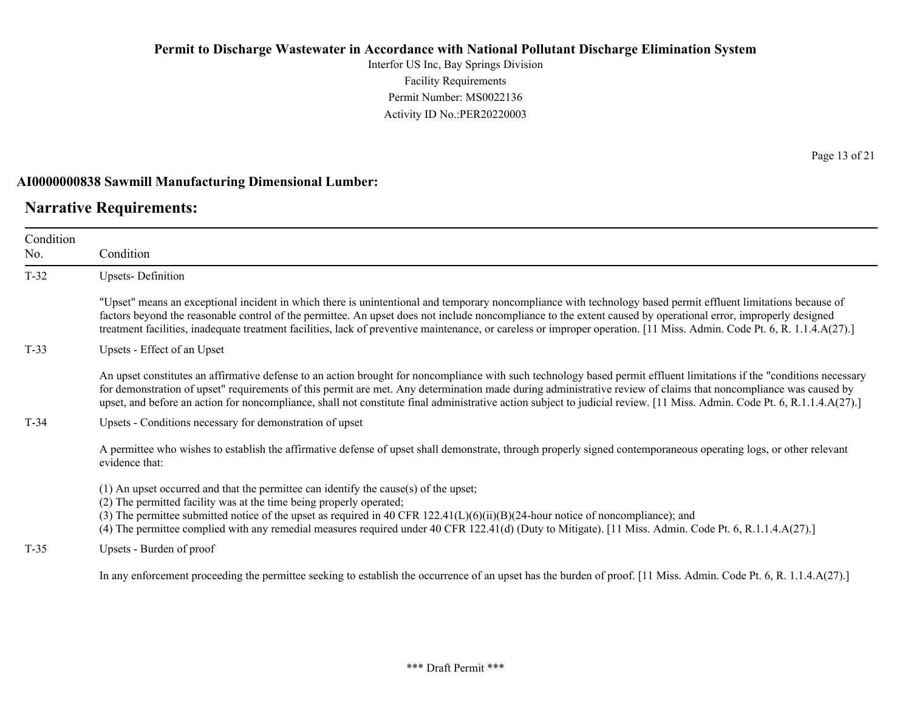**AI0000000838 Sawmill Manufacturing Dimensional Lumber:**

## Narrative Requirements:

| Condition No. | Condition |
|---|---|
| T-32 | Upsets- Definition<br><br>"Upset" means an exceptional incident in which there is unintentional and temporary noncompliance with technology based permit effluent limitations because of factors beyond the reasonable control of the permittee. An upset does not include noncompliance to the extent caused by operational error, improperly designed treatment facilities, inadequate treatment facilities, lack of preventive maintenance, or careless or improper operation. [11 Miss. Admin. Code Pt. 6, R. 1.1.4.A(27).] |
| T-33 | Upsets - Effect of an Upset<br><br>An upset constitutes an affirmative defense to an action brought for noncompliance with such technology based permit effluent limitations if the "conditions necessary for demonstration of upset" requirements of this permit are met. Any determination made during administrative review of claims that noncompliance was caused by upset, and before an action for noncompliance, shall not constitute final administrative action subject to judicial review. [11 Miss. Admin. Code Pt. 6, R.1.1.4.A(27).] |
| T-34 | Upsets - Conditions necessary for demonstration of upset<br><br>A permittee who wishes to establish the affirmative defense of upset shall demonstrate, through properly signed contemporaneous operating logs, or other relevant evidence that:<br><br>(1) An upset occurred and that the permittee can identify the cause(s) of the upset;<br>(2) The permitted facility was at the time being properly operated;<br>(3) The permittee submitted notice of the upset as required in 40 CFR 122.41(L)(6)(ii)(B)(24-hour notice of noncompliance); and<br>(4) The permittee complied with any remedial measures required under 40 CFR 122.41(d) (Duty to Mitigate). [11 Miss. Admin. Code Pt. 6, R.1.1.4.A(27).] |
| T-35 | Upsets - Burden of proof<br><br>In any enforcement proceeding the permittee seeking to establish the occurrence of an upset has the burden of proof. [11 Miss. Admin. Code Pt. 6, R. 1.1.4.A(27).] |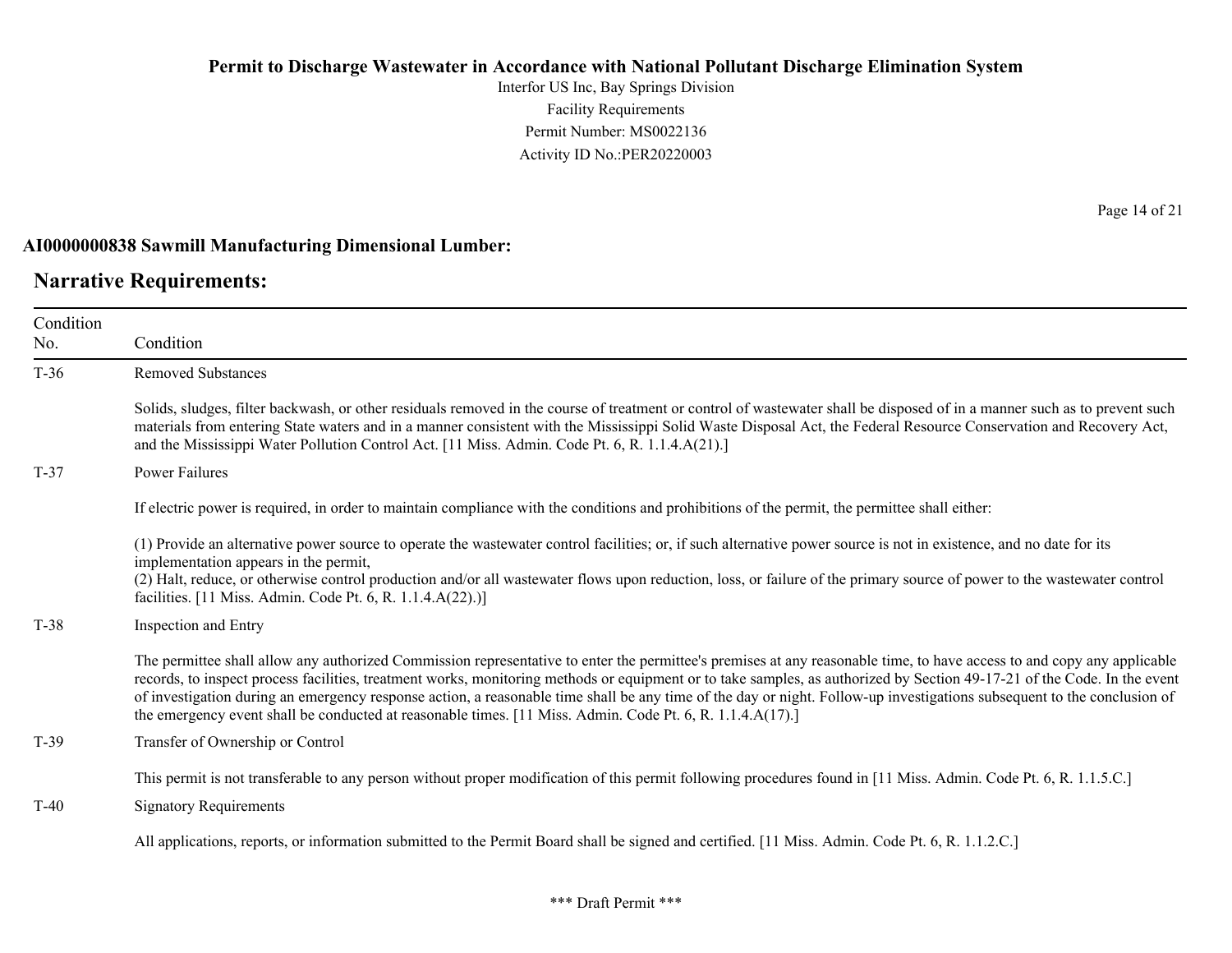**AI0000000838 Sawmill Manufacturing Dimensional Lumber:**

## Narrative Requirements:

| Condition No. | Condition |
|---|---|
| T-36 | Removed Substances<br><br>Solids, sludges, filter backwash, or other residuals removed in the course of treatment or control of wastewater shall be disposed of in a manner such as to prevent such materials from entering State waters and in a manner consistent with the Mississippi Solid Waste Disposal Act, the Federal Resource Conservation and Recovery Act, and the Mississippi Water Pollution Control Act. [11 Miss. Admin. Code Pt. 6, R. 1.1.4.A(21).] |
| T-37 | Power Failures<br><br>If electric power is required, in order to maintain compliance with the conditions and prohibitions of the permit, the permittee shall either:<br><br>(1) Provide an alternative power source to operate the wastewater control facilities; or, if such alternative power source is not in existence, and no date for its implementation appears in the permit,<br>(2) Halt, reduce, or otherwise control production and/or all wastewater flows upon reduction, loss, or failure of the primary source of power to the wastewater control facilities. [11 Miss. Admin. Code Pt. 6, R. 1.1.4.A(22).)] |
| T-38 | Inspection and Entry<br><br>The permittee shall allow any authorized Commission representative to enter the permittee's premises at any reasonable time, to have access to and copy any applicable records, to inspect process facilities, treatment works, monitoring methods or equipment or to take samples, as authorized by Section 49-17-21 of the Code. In the event of investigation during an emergency response action, a reasonable time shall be any time of the day or night. Follow-up investigations subsequent to the conclusion of the emergency event shall be conducted at reasonable times. [11 Miss. Admin. Code Pt. 6, R. 1.1.4.A(17).] |
| T-39 | Transfer of Ownership or Control<br><br>This permit is not transferable to any person without proper modification of this permit following procedures found in [11 Miss. Admin. Code Pt. 6, R. 1.1.5.C.] |
| T-40 | Signatory Requirements<br><br>All applications, reports, or information submitted to the Permit Board shall be signed and certified. [11 Miss. Admin. Code Pt. 6, R. 1.1.2.C.] |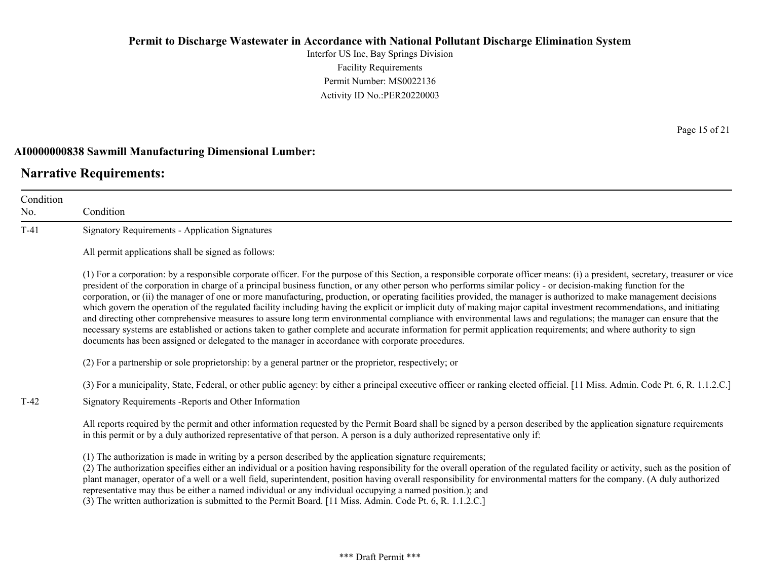**AI0000000838 Sawmill Manufacturing Dimensional Lumber:**

## Narrative Requirements:

| Condition No. | Condition |
|---|---|
| T-41 | Signatory Requirements - Application Signatures<br><br>All permit applications shall be signed as follows:<br><br>(1) For a corporation: by a responsible corporate officer. For the purpose of this Section, a responsible corporate officer means: (i) a president, secretary, treasurer or vice president of the corporation in charge of a principal business function, or any other person who performs similar policy - or decision-making function for the corporation, or (ii) the manager of one or more manufacturing, production, or operating facilities provided, the manager is authorized to make management decisions which govern the operation of the regulated facility including having the explicit or implicit duty of making major capital investment recommendations, and initiating and directing other comprehensive measures to assure long term environmental compliance with environmental laws and regulations; the manager can ensure that the necessary systems are established or actions taken to gather complete and accurate information for permit application requirements; and where authority to sign documents has been assigned or delegated to the manager in accordance with corporate procedures.<br><br>(2) For a partnership or sole proprietorship: by a general partner or the proprietor, respectively; or<br><br>(3) For a municipality, State, Federal, or other public agency: by either a principal executive officer or ranking elected official. [11 Miss. Admin. Code Pt. 6, R. 1.1.2.C.] |
| T-42 | Signatory Requirements -Reports and Other Information<br><br>All reports required by the permit and other information requested by the Permit Board shall be signed by a person described by the application signature requirements in this permit or by a duly authorized representative of that person. A person is a duly authorized representative only if:<br><br>(1) The authorization is made in writing by a person described by the application signature requirements;<br>(2) The authorization specifies either an individual or a position having responsibility for the overall operation of the regulated facility or activity, such as the position of plant manager, operator of a well or a well field, superintendent, position having overall responsibility for environmental matters for the company. (A duly authorized representative may thus be either a named individual or any individual occupying a named position.); and<br>(3) The written authorization is submitted to the Permit Board. [11 Miss. Admin. Code Pt. 6, R. 1.1.2.C.] |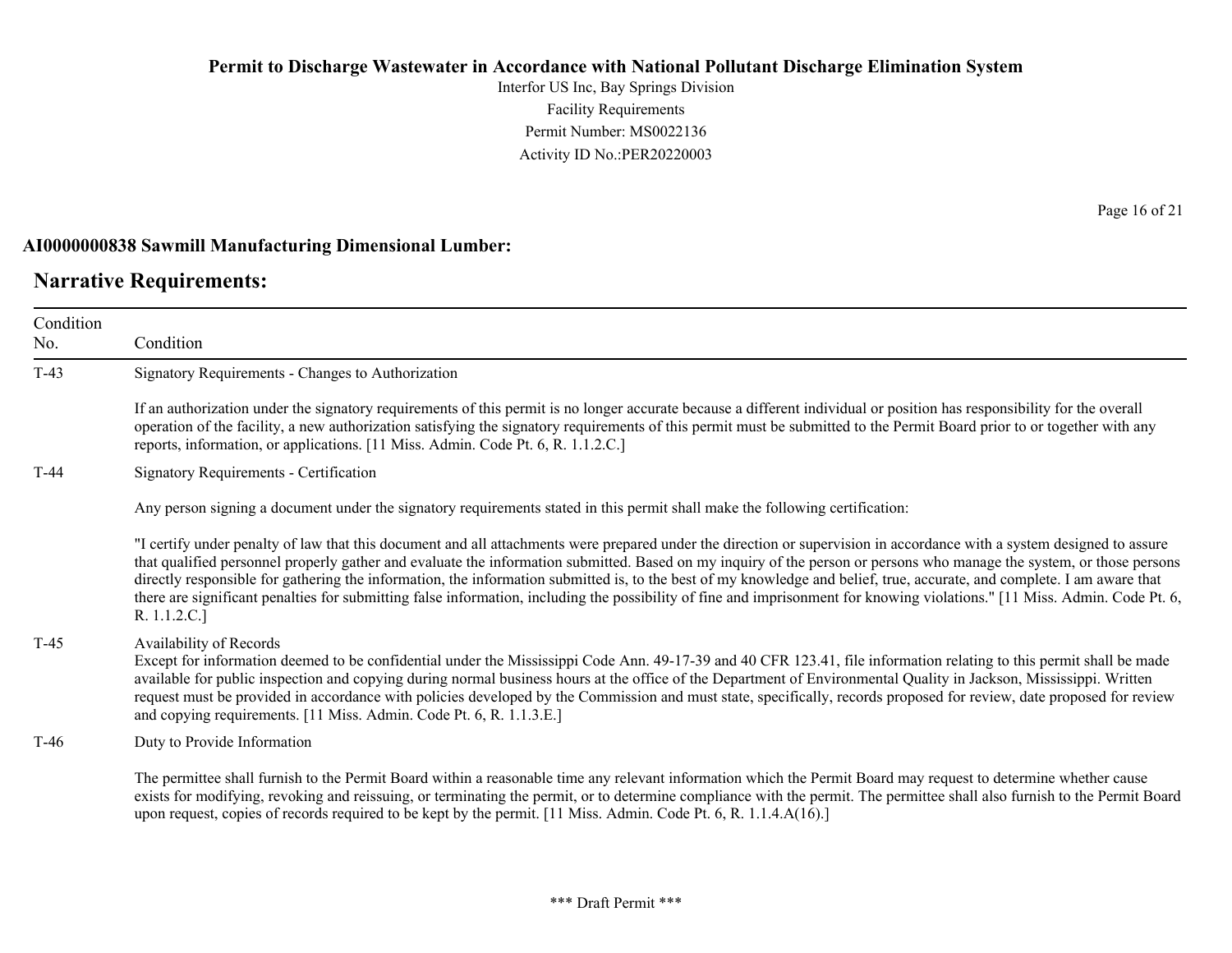**AI0000000838 Sawmill Manufacturing Dimensional Lumber:**

## Narrative Requirements:

| Condition No. | Condition |
|---|---|
| T-43 | Signatory Requirements - Changes to Authorization<br><br>If an authorization under the signatory requirements of this permit is no longer accurate because a different individual or position has responsibility for the overall operation of the facility, a new authorization satisfying the signatory requirements of this permit must be submitted to the Permit Board prior to or together with any reports, information, or applications. [11 Miss. Admin. Code Pt. 6, R. 1.1.2.C.] |
| T-44 | Signatory Requirements - Certification<br><br>Any person signing a document under the signatory requirements stated in this permit shall make the following certification:<br><br>"I certify under penalty of law that this document and all attachments were prepared under the direction or supervision in accordance with a system designed to assure that qualified personnel properly gather and evaluate the information submitted. Based on my inquiry of the person or persons who manage the system, or those persons directly responsible for gathering the information, the information submitted is, to the best of my knowledge and belief, true, accurate, and complete. I am aware that there are significant penalties for submitting false information, including the possibility of fine and imprisonment for knowing violations." [11 Miss. Admin. Code Pt. 6, R. 1.1.2.C.] |
| T-45 | Availability of Records<br>Except for information deemed to be confidential under the Mississippi Code Ann. 49-17-39 and 40 CFR 123.41, file information relating to this permit shall be made available for public inspection and copying during normal business hours at the office of the Department of Environmental Quality in Jackson, Mississippi. Written request must be provided in accordance with policies developed by the Commission and must state, specifically, records proposed for review, date proposed for review and copying requirements. [11 Miss. Admin. Code Pt. 6, R. 1.1.3.E.] |
| T-46 | Duty to Provide Information<br><br>The permittee shall furnish to the Permit Board within a reasonable time any relevant information which the Permit Board may request to determine whether cause exists for modifying, revoking and reissuing, or terminating the permit, or to determine compliance with the permit. The permittee shall also furnish to the Permit Board upon request, copies of records required to be kept by the permit. [11 Miss. Admin. Code Pt. 6, R. 1.1.4.A(16).] |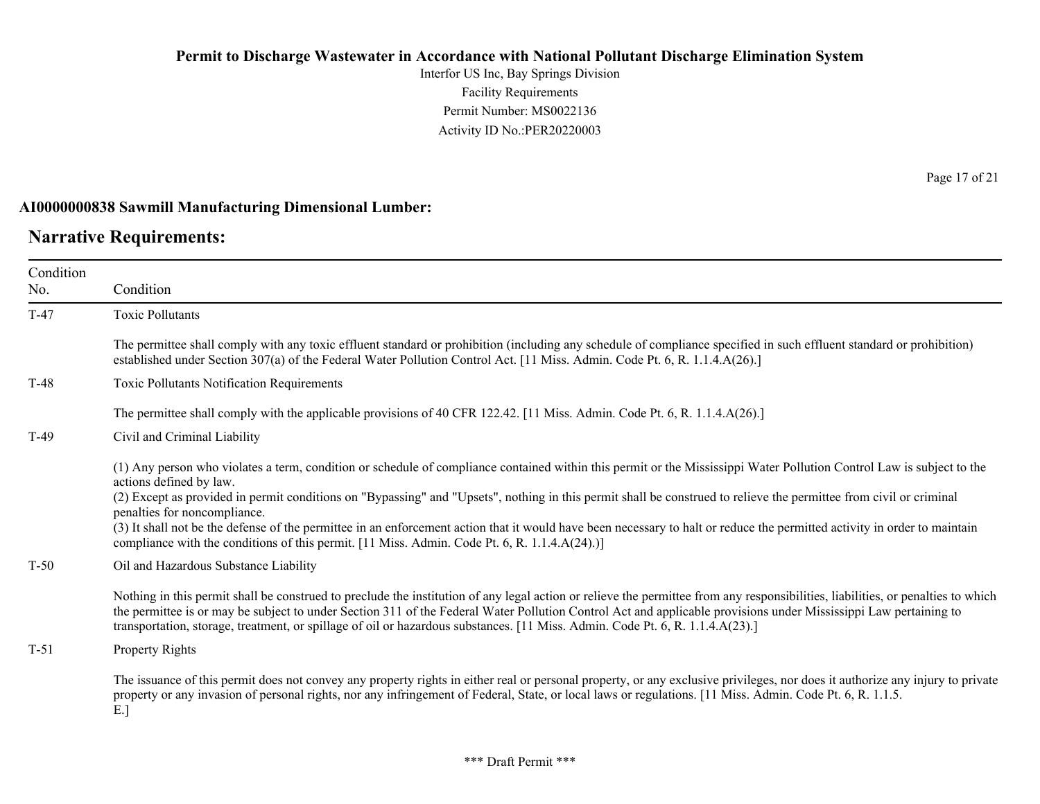## AI0000000838 Sawmill Manufacturing Dimensional Lumber:

## Narrative Requirements:

| Condition No. | Condition |
|---|---|
| T-47 | Toxic Pollutants<br><br>The permittee shall comply with any toxic effluent standard or prohibition (including any schedule of compliance specified in such effluent standard or prohibition) established under Section 307(a) of the Federal Water Pollution Control Act. [11 Miss. Admin. Code Pt. 6, R. 1.1.4.A(26).] |
| T-48 | Toxic Pollutants Notification Requirements<br><br>The permittee shall comply with the applicable provisions of 40 CFR 122.42. [11 Miss. Admin. Code Pt. 6, R. 1.1.4.A(26).] |
| T-49 | Civil and Criminal Liability<br><br>(1) Any person who violates a term, condition or schedule of compliance contained within this permit or the Mississippi Water Pollution Control Law is subject to the actions defined by law.<br>(2) Except as provided in permit conditions on "Bypassing" and "Upsets", nothing in this permit shall be construed to relieve the permittee from civil or criminal penalties for noncompliance.<br>(3) It shall not be the defense of the permittee in an enforcement action that it would have been necessary to halt or reduce the permitted activity in order to maintain compliance with the conditions of this permit. [11 Miss. Admin. Code Pt. 6, R. 1.1.4.A(24).)] |
| T-50 | Oil and Hazardous Substance Liability<br><br>Nothing in this permit shall be construed to preclude the institution of any legal action or relieve the permittee from any responsibilities, liabilities, or penalties to which the permittee is or may be subject to under Section 311 of the Federal Water Pollution Control Act and applicable provisions under Mississippi Law pertaining to transportation, storage, treatment, or spillage of oil or hazardous substances. [11 Miss. Admin. Code Pt. 6, R. 1.1.4.A(23).] |
| T-51 | Property Rights<br><br>The issuance of this permit does not convey any property rights in either real or personal property, or any exclusive privileges, nor does it authorize any injury to private property or any invasion of personal rights, nor any infringement of Federal, State, or local laws or regulations. [11 Miss. Admin. Code Pt. 6, R. 1.1.5. E.] |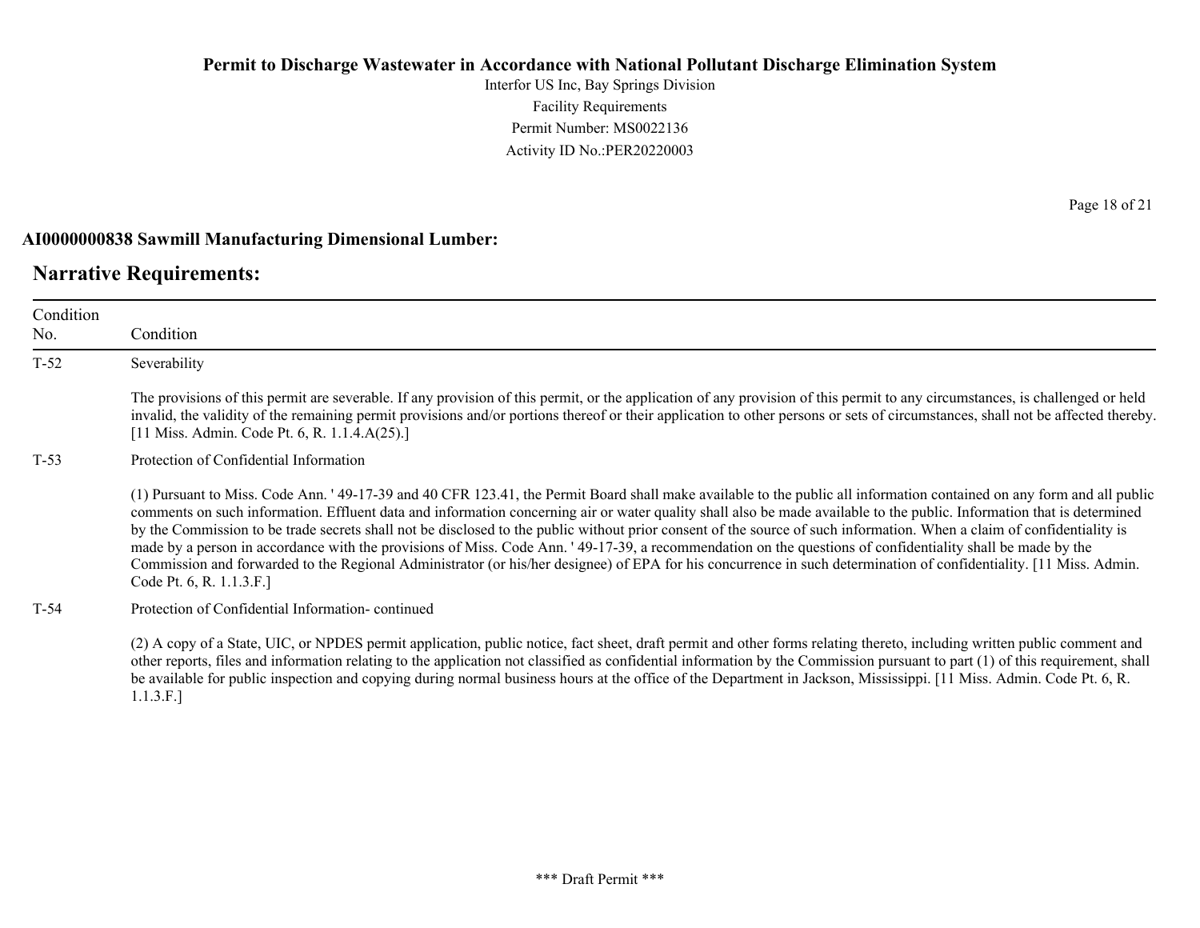**AI0000000838 Sawmill Manufacturing Dimensional Lumber:**

## Narrative Requirements:

| Condition No. | Condition |
|---|---|
| T-52 | Severability<br><br>The provisions of this permit are severable. If any provision of this permit, or the application of any provision of this permit to any circumstances, is challenged or held invalid, the validity of the remaining permit provisions and/or portions thereof or their application to other persons or sets of circumstances, shall not be affected thereby. [11 Miss. Admin. Code Pt. 6, R. 1.1.4.A(25).] |
| T-53 | Protection of Confidential Information<br><br>(1) Pursuant to Miss. Code Ann. ' 49-17-39 and 40 CFR 123.41, the Permit Board shall make available to the public all information contained on any form and all public comments on such information. Effluent data and information concerning air or water quality shall also be made available to the public. Information that is determined by the Commission to be trade secrets shall not be disclosed to the public without prior consent of the source of such information. When a claim of confidentiality is made by a person in accordance with the provisions of Miss. Code Ann. ' 49-17-39, a recommendation on the questions of confidentiality shall be made by the Commission and forwarded to the Regional Administrator (or his/her designee) of EPA for his concurrence in such determination of confidentiality. [11 Miss. Admin. Code Pt. 6, R. 1.1.3.F.] |
| T-54 | Protection of Confidential Information- continued<br><br>(2) A copy of a State, UIC, or NPDES permit application, public notice, fact sheet, draft permit and other forms relating thereto, including written public comment and other reports, files and information relating to the application not classified as confidential information by the Commission pursuant to part (1) of this requirement, shall be available for public inspection and copying during normal business hours at the office of the Department in Jackson, Mississippi. [11 Miss. Admin. Code Pt. 6, R. 1.1.3.F.] |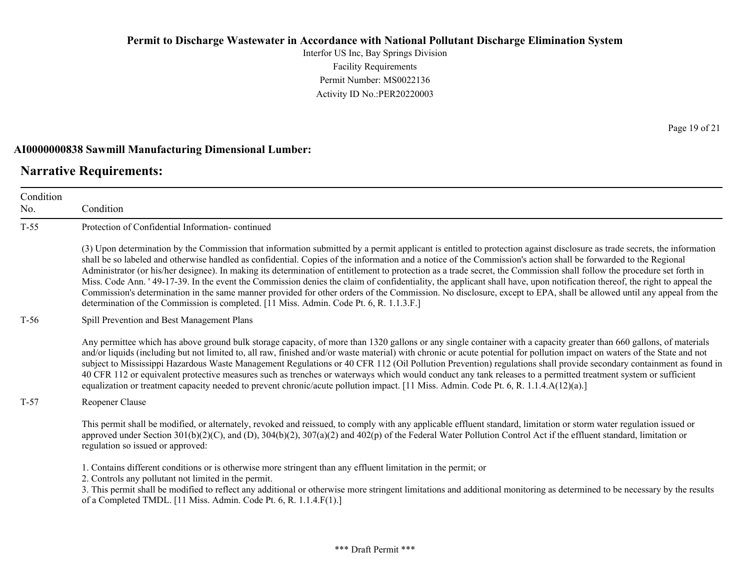**AI0000000838 Sawmill Manufacturing Dimensional Lumber:**

## Narrative Requirements:

| Condition No. | Condition |
|---|---|
| T-55 | Protection of Confidential Information- continued<br><br>(3) Upon determination by the Commission that information submitted by a permit applicant is entitled to protection against disclosure as trade secrets, the information shall be so labeled and otherwise handled as confidential. Copies of the information and a notice of the Commission's action shall be forwarded to the Regional Administrator (or his/her designee). In making its determination of entitlement to protection as a trade secret, the Commission shall follow the procedure set forth in Miss. Code Ann. ' 49-17-39. In the event the Commission denies the claim of confidentiality, the applicant shall have, upon notification thereof, the right to appeal the Commission's determination in the same manner provided for other orders of the Commission. No disclosure, except to EPA, shall be allowed until any appeal from the determination of the Commission is completed. [11 Miss. Admin. Code Pt. 6, R. 1.1.3.F.] |
| T-56 | Spill Prevention and Best Management Plans<br><br>Any permittee which has above ground bulk storage capacity, of more than 1320 gallons or any single container with a capacity greater than 660 gallons, of materials and/or liquids (including but not limited to, all raw, finished and/or waste material) with chronic or acute potential for pollution impact on waters of the State and not subject to Mississippi Hazardous Waste Management Regulations or 40 CFR 112 (Oil Pollution Prevention) regulations shall provide secondary containment as found in 40 CFR 112 or equivalent protective measures such as trenches or waterways which would conduct any tank releases to a permitted treatment system or sufficient equalization or treatment capacity needed to prevent chronic/acute pollution impact. [11 Miss. Admin. Code Pt. 6, R. 1.1.4.A(12)(a).] |
| T-57 | Reopener Clause<br><br>This permit shall be modified, or alternately, revoked and reissued, to comply with any applicable effluent standard, limitation or storm water regulation issued or approved under Section 301(b)(2)(C), and (D), 304(b)(2), 307(a)(2) and 402(p) of the Federal Water Pollution Control Act if the effluent standard, limitation or regulation so issued or approved:<br><br>1. Contains different conditions or is otherwise more stringent than any effluent limitation in the permit; or<br>2. Controls any pollutant not limited in the permit.<br>3. This permit shall be modified to reflect any additional or otherwise more stringent limitations and additional monitoring as determined to be necessary by the results of a Completed TMDL. [11 Miss. Admin. Code Pt. 6, R. 1.1.4.F(1).] |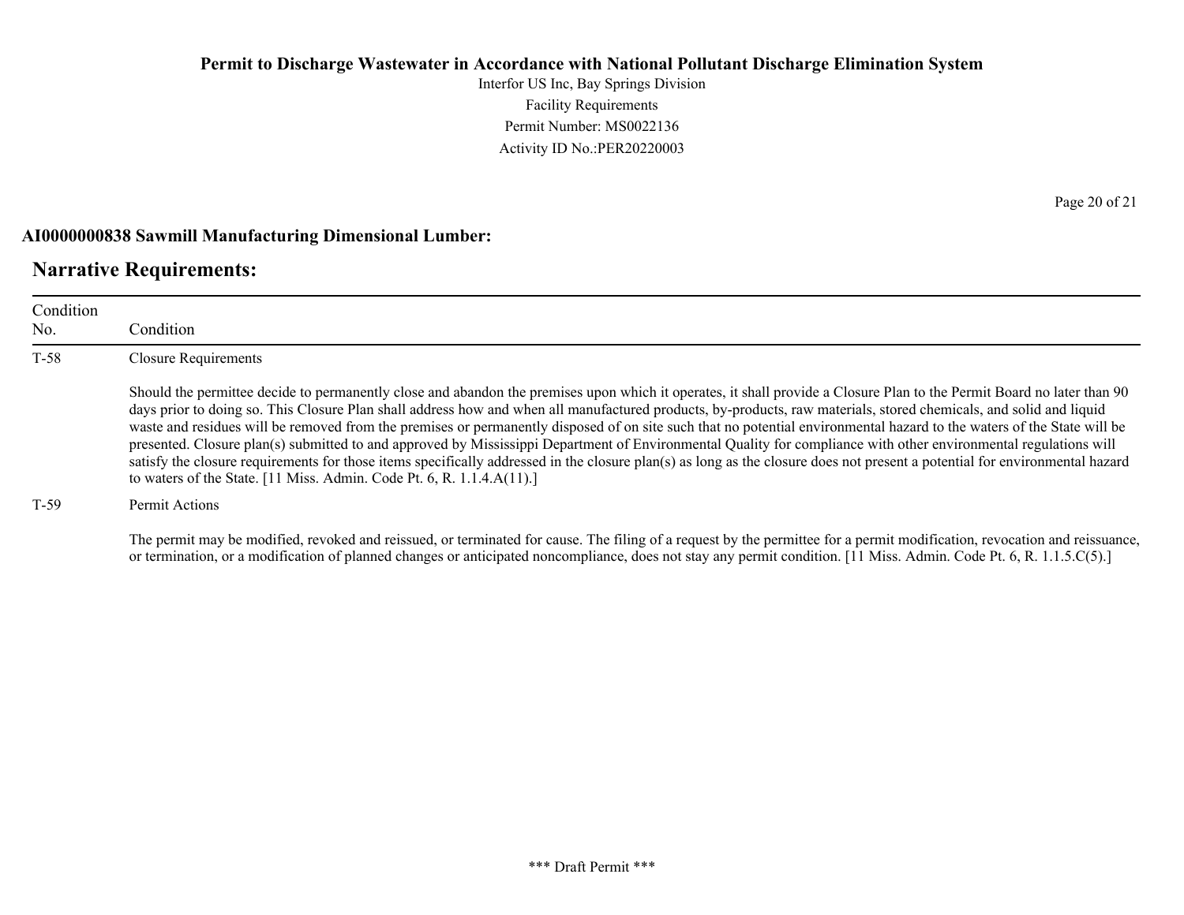**AI0000000838 Sawmill Manufacturing Dimensional Lumber:**

## Narrative Requirements:

| Condition No. | Condition |
|---|---|
| T-58 | Closure Requirements<br><br>Should the permittee decide to permanently close and abandon the premises upon which it operates, it shall provide a Closure Plan to the Permit Board no later than 90 days prior to doing so. This Closure Plan shall address how and when all manufactured products, by-products, raw materials, stored chemicals, and solid and liquid waste and residues will be removed from the premises or permanently disposed of on site such that no potential environmental hazard to the waters of the State will be presented. Closure plan(s) submitted to and approved by Mississippi Department of Environmental Quality for compliance with other environmental regulations will satisfy the closure requirements for those items specifically addressed in the closure plan(s) as long as the closure does not present a potential for environmental hazard to waters of the State. [11 Miss. Admin. Code Pt. 6, R. 1.1.4.A(11).] |
| T-59 | Permit Actions<br><br>The permit may be modified, revoked and reissued, or terminated for cause. The filing of a request by the permittee for a permit modification, revocation and reissuance, or termination, or a modification of planned changes or anticipated noncompliance, does not stay any permit condition. [11 Miss. Admin. Code Pt. 6, R. 1.1.5.C(5).] |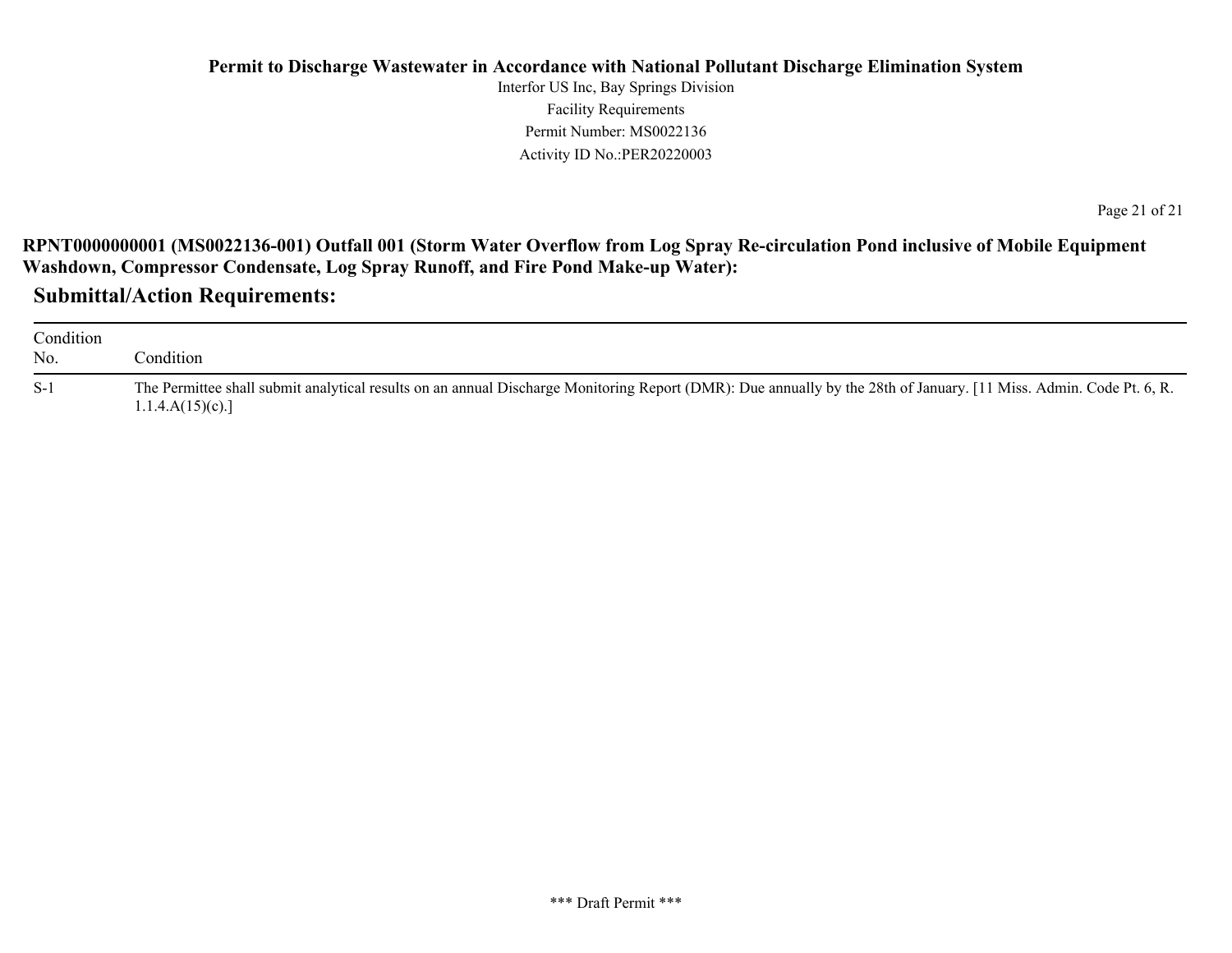**RPNT0000000001 (MS0022136-001) Outfall 001 (Storm Water Overflow from Log Spray Re-circulation Pond inclusive of Mobile Equipment Washdown, Compressor Condensate, Log Spray Runoff, and Fire Pond Make-up Water):**

## Submittal/Action Requirements:

| Condition No. | Condition |
|---|---|
| S-1 | The Permittee shall submit analytical results on an annual Discharge Monitoring Report (DMR): Due annually by the 28th of January. [11 Miss. Admin. Code Pt. 6, R. 1.1.4.A(15)(c).] |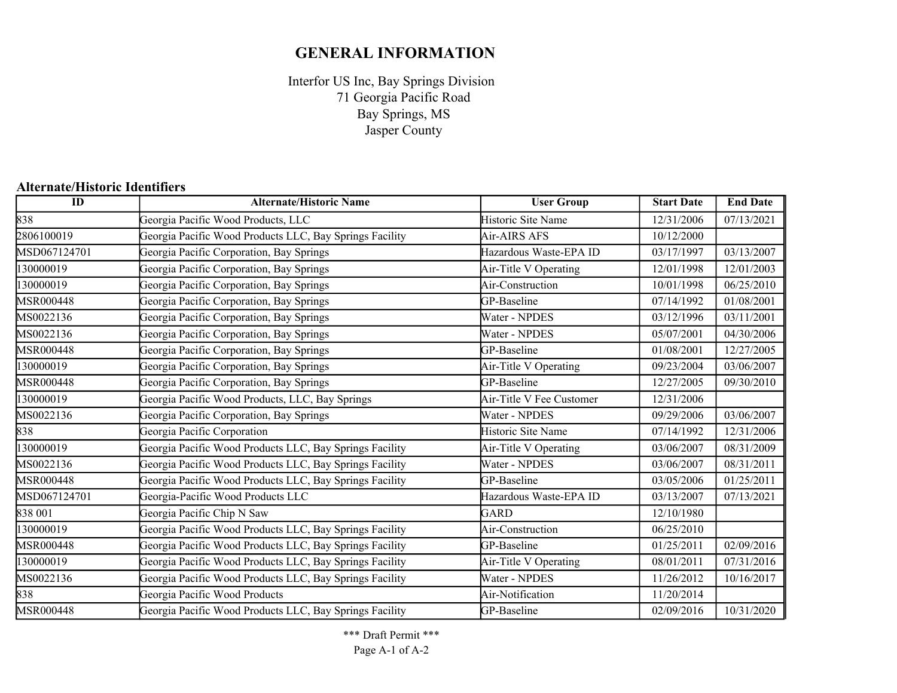# GENERAL INFORMATION

Interfor US Inc, Bay Springs Division
71 Georgia Pacific Road
Bay Springs, MS
Jasper County

## Alternate/Historic Identifiers

| ID | Alternate/Historic Name | User Group | Start Date | End Date |
|---|---|---|---|---|
| 838 | Georgia Pacific Wood Products, LLC | Historic Site Name | 12/31/2006 | 07/13/2021 |
| 2806100019 | Georgia Pacific Wood Products LLC, Bay Springs Facility | Air-AIRS AFS | 10/12/2000 | |
| MSD067124701 | Georgia Pacific Corporation, Bay Springs | Hazardous Waste-EPA ID | 03/17/1997 | 03/13/2007 |
| 130000019 | Georgia Pacific Corporation, Bay Springs | Air-Title V Operating | 12/01/1998 | 12/01/2003 |
| 130000019 | Georgia Pacific Corporation, Bay Springs | Air-Construction | 10/01/1998 | 06/25/2010 |
| MSR000448 | Georgia Pacific Corporation, Bay Springs | GP-Baseline | 07/14/1992 | 01/08/2001 |
| MS0022136 | Georgia Pacific Corporation, Bay Springs | Water - NPDES | 03/12/1996 | 03/11/2001 |
| MS0022136 | Georgia Pacific Corporation, Bay Springs | Water - NPDES | 05/07/2001 | 04/30/2006 |
| MSR000448 | Georgia Pacific Corporation, Bay Springs | GP-Baseline | 01/08/2001 | 12/27/2005 |
| 130000019 | Georgia Pacific Corporation, Bay Springs | Air-Title V Operating | 09/23/2004 | 03/06/2007 |
| MSR000448 | Georgia Pacific Corporation, Bay Springs | GP-Baseline | 12/27/2005 | 09/30/2010 |
| 130000019 | Georgia Pacific Wood Products, LLC, Bay Springs | Air-Title V Fee Customer | 12/31/2006 | |
| MS0022136 | Georgia Pacific Corporation, Bay Springs | Water - NPDES | 09/29/2006 | 03/06/2007 |
| 838 | Georgia Pacific Corporation | Historic Site Name | 07/14/1992 | 12/31/2006 |
| 130000019 | Georgia Pacific Wood Products LLC, Bay Springs Facility | Air-Title V Operating | 03/06/2007 | 08/31/2009 |
| MS0022136 | Georgia Pacific Wood Products LLC, Bay Springs Facility | Water - NPDES | 03/06/2007 | 08/31/2011 |
| MSR000448 | Georgia Pacific Wood Products LLC, Bay Springs Facility | GP-Baseline | 03/05/2006 | 01/25/2011 |
| MSD067124701 | Georgia-Pacific Wood Products LLC | Hazardous Waste-EPA ID | 03/13/2007 | 07/13/2021 |
| 838 001 | Georgia Pacific Chip N Saw | GARD | 12/10/1980 | |
| 130000019 | Georgia Pacific Wood Products LLC, Bay Springs Facility | Air-Construction | 06/25/2010 | |
| MSR000448 | Georgia Pacific Wood Products LLC, Bay Springs Facility | GP-Baseline | 01/25/2011 | 02/09/2016 |
| 130000019 | Georgia Pacific Wood Products LLC, Bay Springs Facility | Air-Title V Operating | 08/01/2011 | 07/31/2016 |
| MS0022136 | Georgia Pacific Wood Products LLC, Bay Springs Facility | Water - NPDES | 11/26/2012 | 10/16/2017 |
| 838 | Georgia Pacific Wood Products | Air-Notification | 11/20/2014 | |
| MSR000448 | Georgia Pacific Wood Products LLC, Bay Springs Facility | GP-Baseline | 02/09/2016 | 10/31/2020 |

*** Draft Permit ***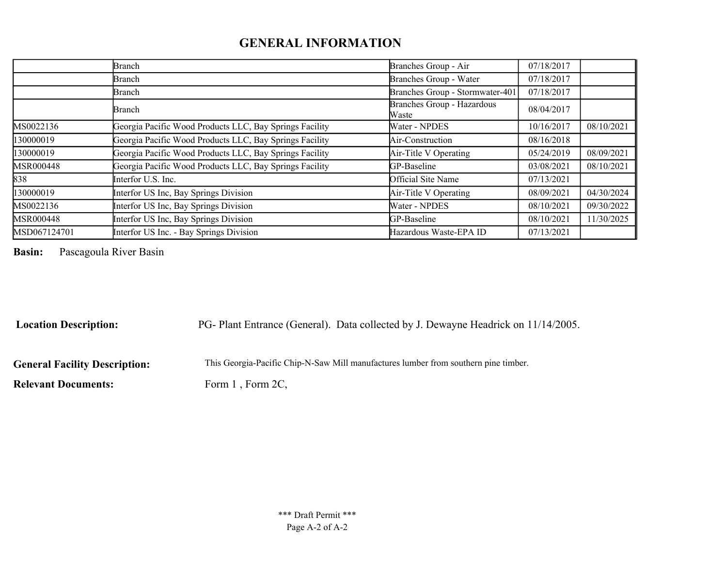# GENERAL INFORMATION

| | | | | |
|---|---|---|---|---|
| | Branch | Branches Group - Air | 07/18/2017 | |
| | Branch | Branches Group - Water | 07/18/2017 | |
| | Branch | Branches Group - Stormwater-401 | 07/18/2017 | |
| | Branch | Branches Group - Hazardous Waste | 08/04/2017 | |
| MS0022136 | Georgia Pacific Wood Products LLC, Bay Springs Facility | Water - NPDES | 10/16/2017 | 08/10/2021 |
| 130000019 | Georgia Pacific Wood Products LLC, Bay Springs Facility | Air-Construction | 08/16/2018 | |
| 130000019 | Georgia Pacific Wood Products LLC, Bay Springs Facility | Air-Title V Operating | 05/24/2019 | 08/09/2021 |
| MSR000448 | Georgia Pacific Wood Products LLC, Bay Springs Facility | GP-Baseline | 03/08/2021 | 08/10/2021 |
| 838 | Interfor U.S. Inc. | Official Site Name | 07/13/2021 | |
| 130000019 | Interfor US Inc, Bay Springs Division | Air-Title V Operating | 08/09/2021 | 04/30/2024 |
| MS0022136 | Interfor US Inc, Bay Springs Division | Water - NPDES | 08/10/2021 | 09/30/2022 |
| MSR000448 | Interfor US Inc, Bay Springs Division | GP-Baseline | 08/10/2021 | 11/30/2025 |
| MSD067124701 | Interfor US Inc. - Bay Springs Division | Hazardous Waste-EPA ID | 07/13/2021 | |

**Basin:** Pascagoula River Basin

**Location Description:** PG- Plant Entrance (General). Data collected by J. Dewayne Headrick on 11/14/2005.

**General Facility Description:** This Georgia-Pacific Chip-N-Saw Mill manufactures lumber from southern pine timber.

**Relevant Documents:** Form 1 , Form 2C,

*** Draft Permit ***